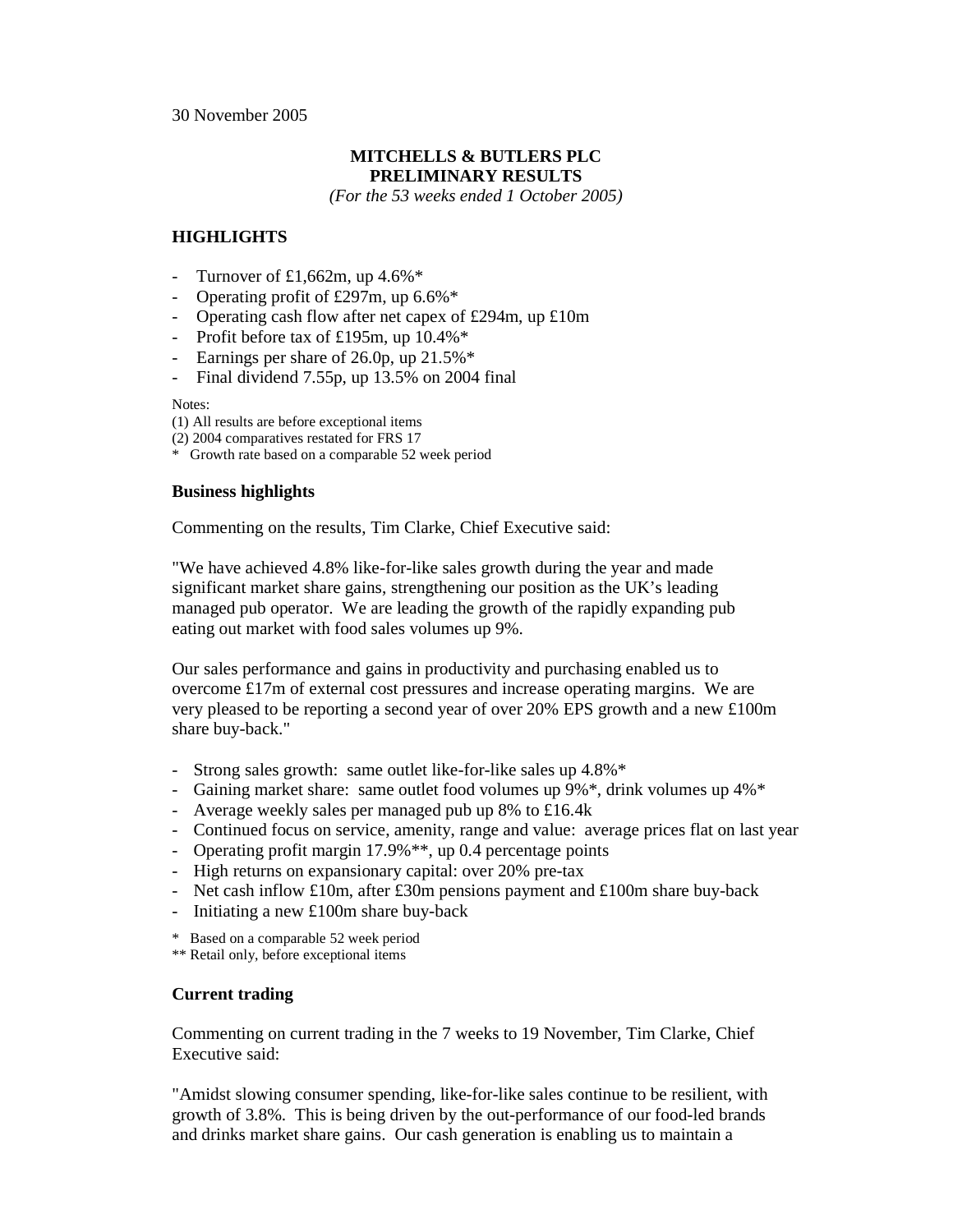30 November 2005

**MITCHELLS & BUTLERS PLC**
**PRELIMINARY RESULTS**
*(For the 53 weeks ended 1 October 2005)*

## HIGHLIGHTS

- Turnover of £1,662m, up 4.6%*
- Operating profit of £297m, up 6.6%*
- Operating cash flow after net capex of £294m, up £10m
- Profit before tax of £195m, up 10.4%*
- Earnings per share of 26.0p, up 21.5%*
- Final dividend 7.55p, up 13.5% on 2004 final

Notes:
(1) All results are before exceptional items
(2) 2004 comparatives restated for FRS 17
\* Growth rate based on a comparable 52 week period

### Business highlights

Commenting on the results, Tim Clarke, Chief Executive said:

"We have achieved 4.8% like-for-like sales growth during the year and made significant market share gains, strengthening our position as the UK's leading managed pub operator. We are leading the growth of the rapidly expanding pub eating out market with food sales volumes up 9%.

Our sales performance and gains in productivity and purchasing enabled us to overcome £17m of external cost pressures and increase operating margins. We are very pleased to be reporting a second year of over 20% EPS growth and a new £100m share buy-back."

- Strong sales growth: same outlet like-for-like sales up 4.8%*
- Gaining market share: same outlet food volumes up 9%*, drink volumes up 4%*
- Average weekly sales per managed pub up 8% to £16.4k
- Continued focus on service, amenity, range and value: average prices flat on last year
- Operating profit margin 17.9%**, up 0.4 percentage points
- High returns on expansionary capital: over 20% pre-tax
- Net cash inflow £10m, after £30m pensions payment and £100m share buy-back
- Initiating a new £100m share buy-back

\* Based on a comparable 52 week period
\*\* Retail only, before exceptional items

### Current trading

Commenting on current trading in the 7 weeks to 19 November, Tim Clarke, Chief Executive said:

"Amidst slowing consumer spending, like-for-like sales continue to be resilient, with growth of 3.8%. This is being driven by the out-performance of our food-led brands and drinks market share gains. Our cash generation is enabling us to maintain a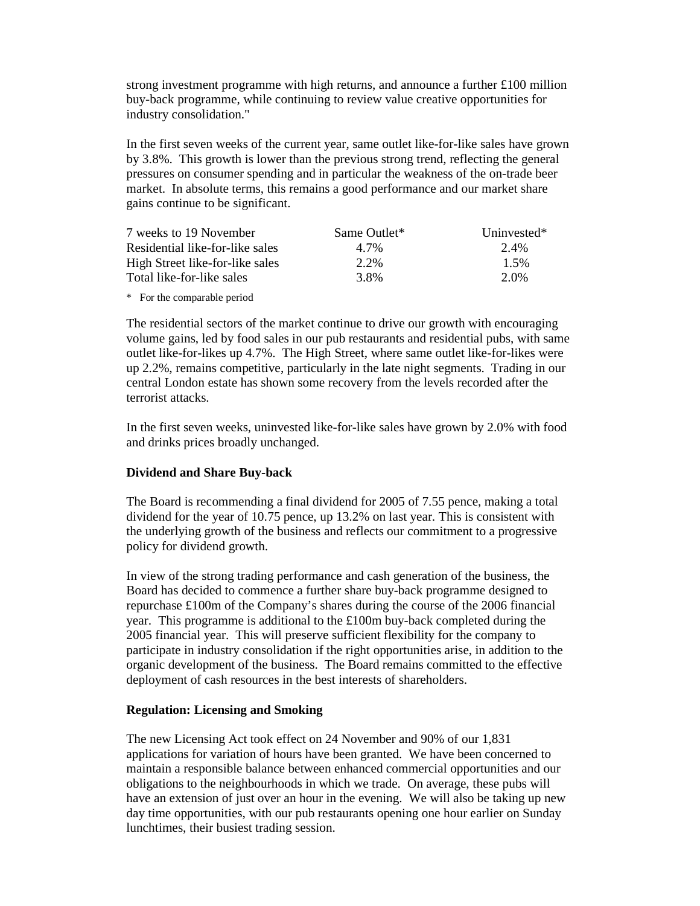strong investment programme with high returns, and announce a further £100 million buy-back programme, while continuing to review value creative opportunities for industry consolidation."

In the first seven weeks of the current year, same outlet like-for-like sales have grown by 3.8%. This growth is lower than the previous strong trend, reflecting the general pressures on consumer spending and in particular the weakness of the on-trade beer market. In absolute terms, this remains a good performance and our market share gains continue to be significant.

| 7 weeks to 19 November | Same Outlet* | Uninvested* |
| --- | --- | --- |
| Residential like-for-like sales | 4.7% | 2.4% |
| High Street like-for-like sales | 2.2% | 1.5% |
| Total like-for-like sales | 3.8% | 2.0% |

\* For the comparable period

The residential sectors of the market continue to drive our growth with encouraging volume gains, led by food sales in our pub restaurants and residential pubs, with same outlet like-for-likes up 4.7%. The High Street, where same outlet like-for-likes were up 2.2%, remains competitive, particularly in the late night segments. Trading in our central London estate has shown some recovery from the levels recorded after the terrorist attacks.

In the first seven weeks, uninvested like-for-like sales have grown by 2.0% with food and drinks prices broadly unchanged.

**Dividend and Share Buy-back**

The Board is recommending a final dividend for 2005 of 7.55 pence, making a total dividend for the year of 10.75 pence, up 13.2% on last year. This is consistent with the underlying growth of the business and reflects our commitment to a progressive policy for dividend growth.

In view of the strong trading performance and cash generation of the business, the Board has decided to commence a further share buy-back programme designed to repurchase £100m of the Company's shares during the course of the 2006 financial year. This programme is additional to the £100m buy-back completed during the 2005 financial year. This will preserve sufficient flexibility for the company to participate in industry consolidation if the right opportunities arise, in addition to the organic development of the business. The Board remains committed to the effective deployment of cash resources in the best interests of shareholders.

**Regulation: Licensing and Smoking**

The new Licensing Act took effect on 24 November and 90% of our 1,831 applications for variation of hours have been granted. We have been concerned to maintain a responsible balance between enhanced commercial opportunities and our obligations to the neighbourhoods in which we trade. On average, these pubs will have an extension of just over an hour in the evening. We will also be taking up new day time opportunities, with our pub restaurants opening one hour earlier on Sunday lunchtimes, their busiest trading session.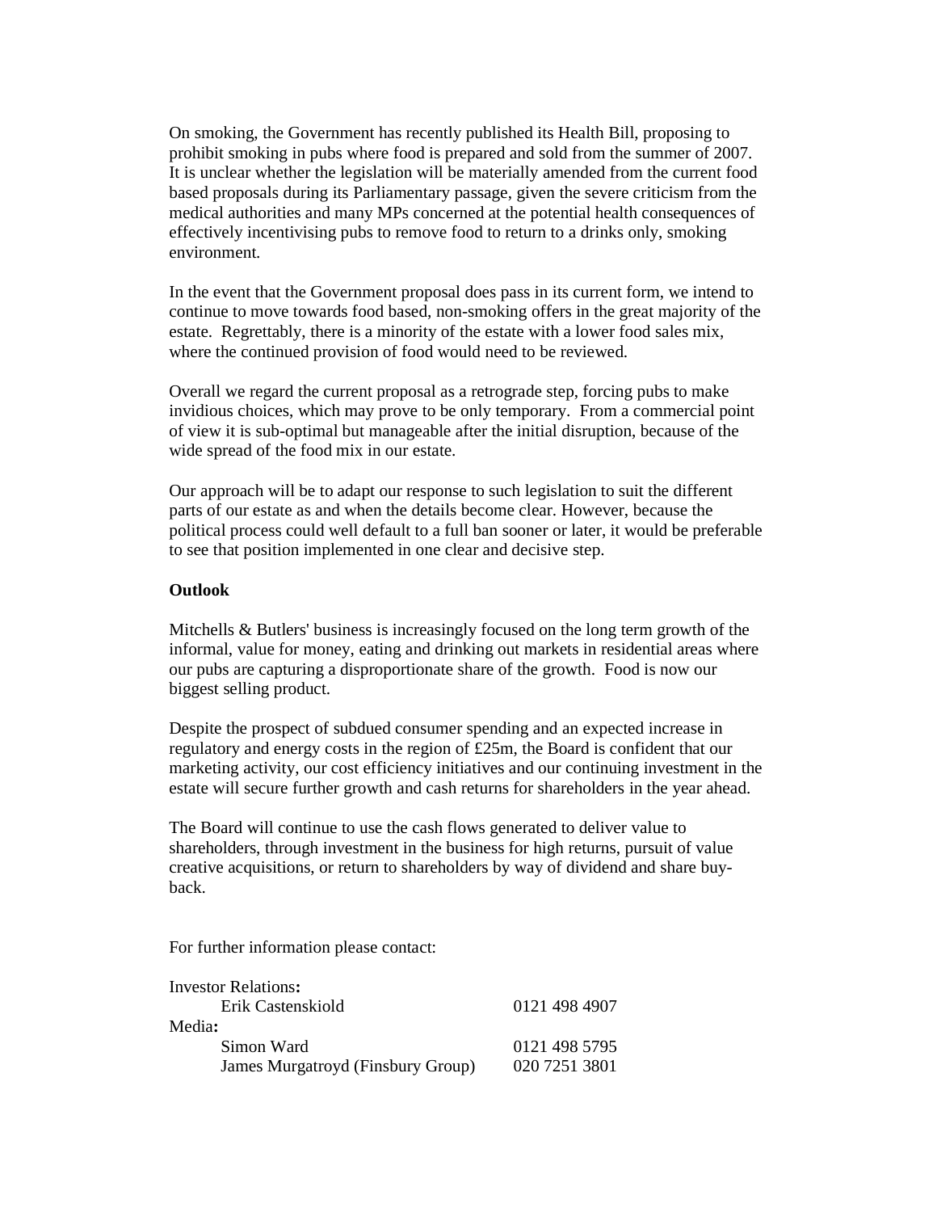On smoking, the Government has recently published its Health Bill, proposing to prohibit smoking in pubs where food is prepared and sold from the summer of 2007. It is unclear whether the legislation will be materially amended from the current food based proposals during its Parliamentary passage, given the severe criticism from the medical authorities and many MPs concerned at the potential health consequences of effectively incentivising pubs to remove food to return to a drinks only, smoking environment.

In the event that the Government proposal does pass in its current form, we intend to continue to move towards food based, non-smoking offers in the great majority of the estate. Regrettably, there is a minority of the estate with a lower food sales mix, where the continued provision of food would need to be reviewed.

Overall we regard the current proposal as a retrograde step, forcing pubs to make invidious choices, which may prove to be only temporary. From a commercial point of view it is sub-optimal but manageable after the initial disruption, because of the wide spread of the food mix in our estate.

Our approach will be to adapt our response to such legislation to suit the different parts of our estate as and when the details become clear. However, because the political process could well default to a full ban sooner or later, it would be preferable to see that position implemented in one clear and decisive step.

**Outlook**

Mitchells & Butlers' business is increasingly focused on the long term growth of the informal, value for money, eating and drinking out markets in residential areas where our pubs are capturing a disproportionate share of the growth. Food is now our biggest selling product.

Despite the prospect of subdued consumer spending and an expected increase in regulatory and energy costs in the region of £25m, the Board is confident that our marketing activity, our cost efficiency initiatives and our continuing investment in the estate will secure further growth and cash returns for shareholders in the year ahead.

The Board will continue to use the cash flows generated to deliver value to shareholders, through investment in the business for high returns, pursuit of value creative acquisitions, or return to shareholders by way of dividend and share buy-back.

For further information please contact:

Investor Relations**:**

| | |
|---|---|
| Erik Castenskiold | 0121 498 4907 |

Media**:**

| | |
|---|---|
| Simon Ward | 0121 498 5795 |
| James Murgatroyd (Finsbury Group) | 020 7251 3801 |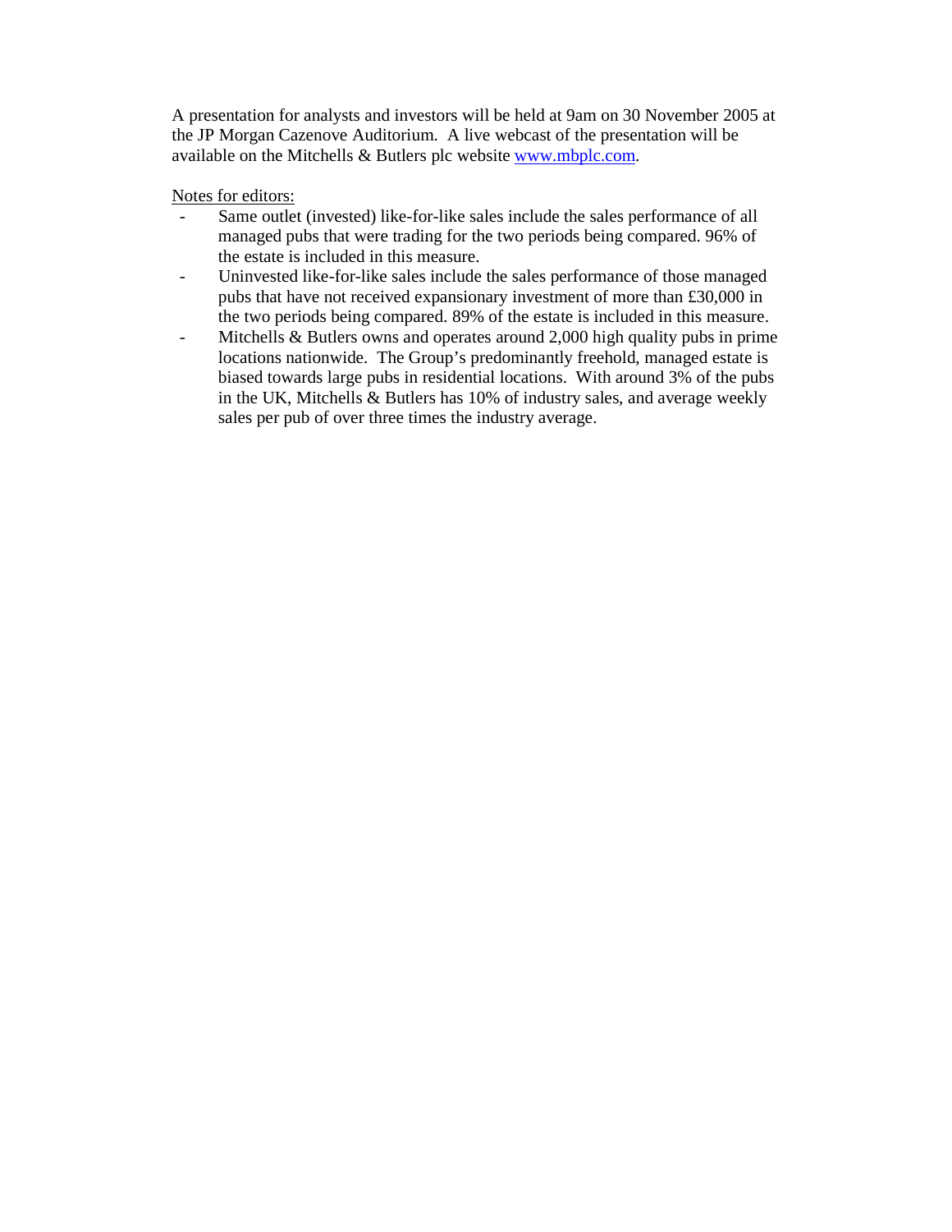A presentation for analysts and investors will be held at 9am on 30 November 2005 at the JP Morgan Cazenove Auditorium. A live webcast of the presentation will be available on the Mitchells & Butlers plc website www.mbplc.com.

Notes for editors:

- Same outlet (invested) like-for-like sales include the sales performance of all managed pubs that were trading for the two periods being compared. 96% of the estate is included in this measure.
- Uninvested like-for-like sales include the sales performance of those managed pubs that have not received expansionary investment of more than £30,000 in the two periods being compared. 89% of the estate is included in this measure.
- Mitchells & Butlers owns and operates around 2,000 high quality pubs in prime locations nationwide. The Group's predominantly freehold, managed estate is biased towards large pubs in residential locations. With around 3% of the pubs in the UK, Mitchells & Butlers has 10% of industry sales, and average weekly sales per pub of over three times the industry average.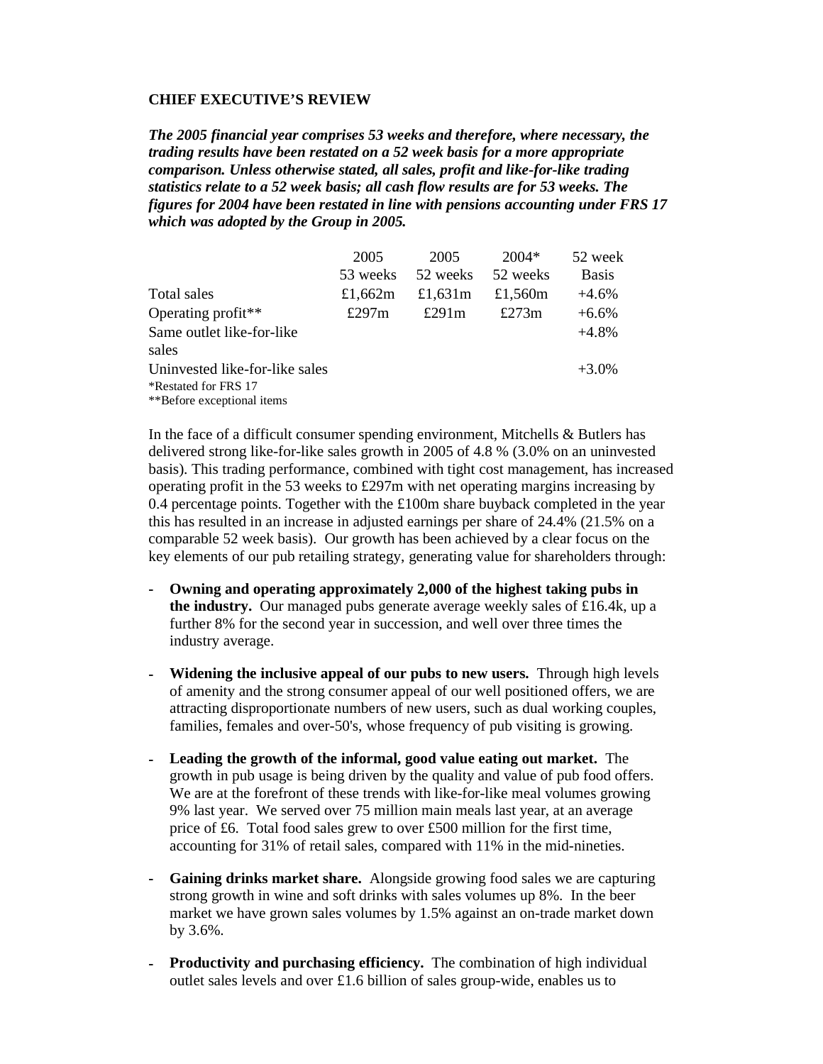**CHIEF EXECUTIVE'S REVIEW**

***The 2005 financial year comprises 53 weeks and therefore, where necessary, the trading results have been restated on a 52 week basis for a more appropriate comparison. Unless otherwise stated, all sales, profit and like-for-like trading statistics relate to a 52 week basis; all cash flow results are for 53 weeks. The figures for 2004 have been restated in line with pensions accounting under FRS 17 which was adopted by the Group in 2005.***

| | 2005 53 weeks | 2005 52 weeks | 2004* 52 weeks | 52 week Basis |
|---|---|---|---|---|
| Total sales | £1,662m | £1,631m | £1,560m | +4.6% |
| Operating profit** | £297m | £291m | £273m | +6.6% |
| Same outlet like-for-like sales | | | | +4.8% |
| Uninvested like-for-like sales | | | | +3.0% |

*Restated for FRS 17
**Before exceptional items

In the face of a difficult consumer spending environment, Mitchells & Butlers has delivered strong like-for-like sales growth in 2005 of 4.8 % (3.0% on an uninvested basis). This trading performance, combined with tight cost management, has increased operating profit in the 53 weeks to £297m with net operating margins increasing by 0.4 percentage points. Together with the £100m share buyback completed in the year this has resulted in an increase in adjusted earnings per share of 24.4% (21.5% on a comparable 52 week basis). Our growth has been achieved by a clear focus on the key elements of our pub retailing strategy, generating value for shareholders through:

- **Owning and operating approximately 2,000 of the highest taking pubs in the industry.** Our managed pubs generate average weekly sales of £16.4k, up a further 8% for the second year in succession, and well over three times the industry average.

- **Widening the inclusive appeal of our pubs to new users.** Through high levels of amenity and the strong consumer appeal of our well positioned offers, we are attracting disproportionate numbers of new users, such as dual working couples, families, females and over-50's, whose frequency of pub visiting is growing.

- **Leading the growth of the informal, good value eating out market.** The growth in pub usage is being driven by the quality and value of pub food offers. We are at the forefront of these trends with like-for-like meal volumes growing 9% last year. We served over 75 million main meals last year, at an average price of £6. Total food sales grew to over £500 million for the first time, accounting for 31% of retail sales, compared with 11% in the mid-nineties.

- **Gaining drinks market share.** Alongside growing food sales we are capturing strong growth in wine and soft drinks with sales volumes up 8%. In the beer market we have grown sales volumes by 1.5% against an on-trade market down by 3.6%.

- **Productivity and purchasing efficiency.** The combination of high individual outlet sales levels and over £1.6 billion of sales group-wide, enables us to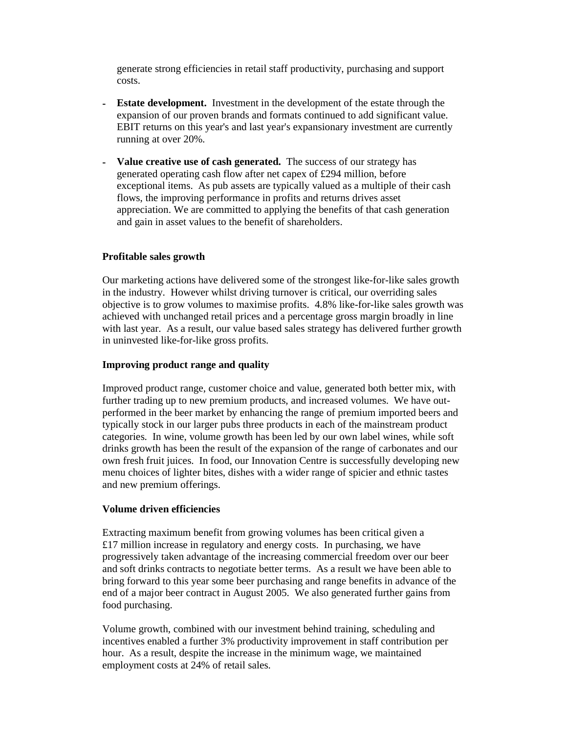generate strong efficiencies in retail staff productivity, purchasing and support costs.

- **Estate development.** Investment in the development of the estate through the expansion of our proven brands and formats continued to add significant value. EBIT returns on this year's and last year's expansionary investment are currently running at over 20%.

- **Value creative use of cash generated.** The success of our strategy has generated operating cash flow after net capex of £294 million, before exceptional items. As pub assets are typically valued as a multiple of their cash flows, the improving performance in profits and returns drives asset appreciation. We are committed to applying the benefits of that cash generation and gain in asset values to the benefit of shareholders.

**Profitable sales growth**

Our marketing actions have delivered some of the strongest like-for-like sales growth in the industry. However whilst driving turnover is critical, our overriding sales objective is to grow volumes to maximise profits. 4.8% like-for-like sales growth was achieved with unchanged retail prices and a percentage gross margin broadly in line with last year. As a result, our value based sales strategy has delivered further growth in uninvested like-for-like gross profits.

**Improving product range and quality**

Improved product range, customer choice and value, generated both better mix, with further trading up to new premium products, and increased volumes. We have out-performed in the beer market by enhancing the range of premium imported beers and typically stock in our larger pubs three products in each of the mainstream product categories. In wine, volume growth has been led by our own label wines, while soft drinks growth has been the result of the expansion of the range of carbonates and our own fresh fruit juices. In food, our Innovation Centre is successfully developing new menu choices of lighter bites, dishes with a wider range of spicier and ethnic tastes and new premium offerings.

**Volume driven efficiencies**

Extracting maximum benefit from growing volumes has been critical given a £17 million increase in regulatory and energy costs. In purchasing, we have progressively taken advantage of the increasing commercial freedom over our beer and soft drinks contracts to negotiate better terms. As a result we have been able to bring forward to this year some beer purchasing and range benefits in advance of the end of a major beer contract in August 2005. We also generated further gains from food purchasing.

Volume growth, combined with our investment behind training, scheduling and incentives enabled a further 3% productivity improvement in staff contribution per hour. As a result, despite the increase in the minimum wage, we maintained employment costs at 24% of retail sales.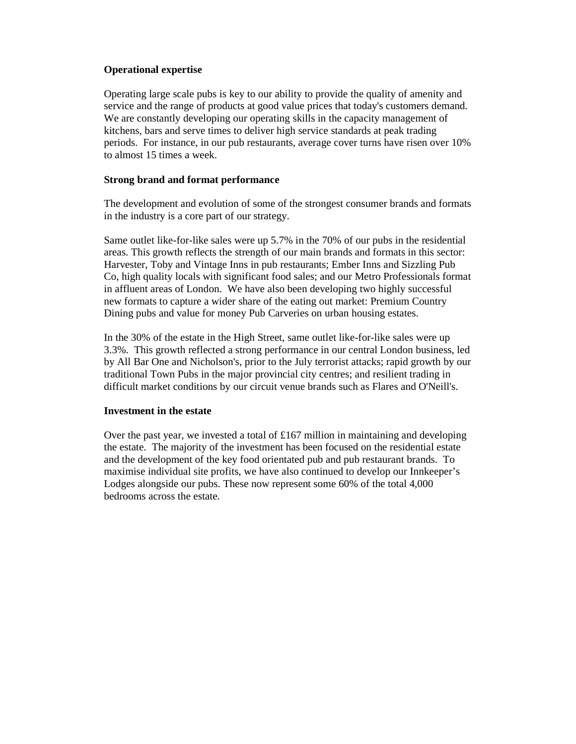**Operational expertise**

Operating large scale pubs is key to our ability to provide the quality of amenity and service and the range of products at good value prices that today's customers demand. We are constantly developing our operating skills in the capacity management of kitchens, bars and serve times to deliver high service standards at peak trading periods. For instance, in our pub restaurants, average cover turns have risen over 10% to almost 15 times a week.

**Strong brand and format performance**

The development and evolution of some of the strongest consumer brands and formats in the industry is a core part of our strategy.

Same outlet like-for-like sales were up 5.7% in the 70% of our pubs in the residential areas. This growth reflects the strength of our main brands and formats in this sector: Harvester, Toby and Vintage Inns in pub restaurants; Ember Inns and Sizzling Pub Co, high quality locals with significant food sales; and our Metro Professionals format in affluent areas of London. We have also been developing two highly successful new formats to capture a wider share of the eating out market: Premium Country Dining pubs and value for money Pub Carveries on urban housing estates.

In the 30% of the estate in the High Street, same outlet like-for-like sales were up 3.3%. This growth reflected a strong performance in our central London business, led by All Bar One and Nicholson's, prior to the July terrorist attacks; rapid growth by our traditional Town Pubs in the major provincial city centres; and resilient trading in difficult market conditions by our circuit venue brands such as Flares and O'Neill's.

**Investment in the estate**

Over the past year, we invested a total of £167 million in maintaining and developing the estate. The majority of the investment has been focused on the residential estate and the development of the key food orientated pub and pub restaurant brands. To maximise individual site profits, we have also continued to develop our Innkeeper's Lodges alongside our pubs. These now represent some 60% of the total 4,000 bedrooms across the estate.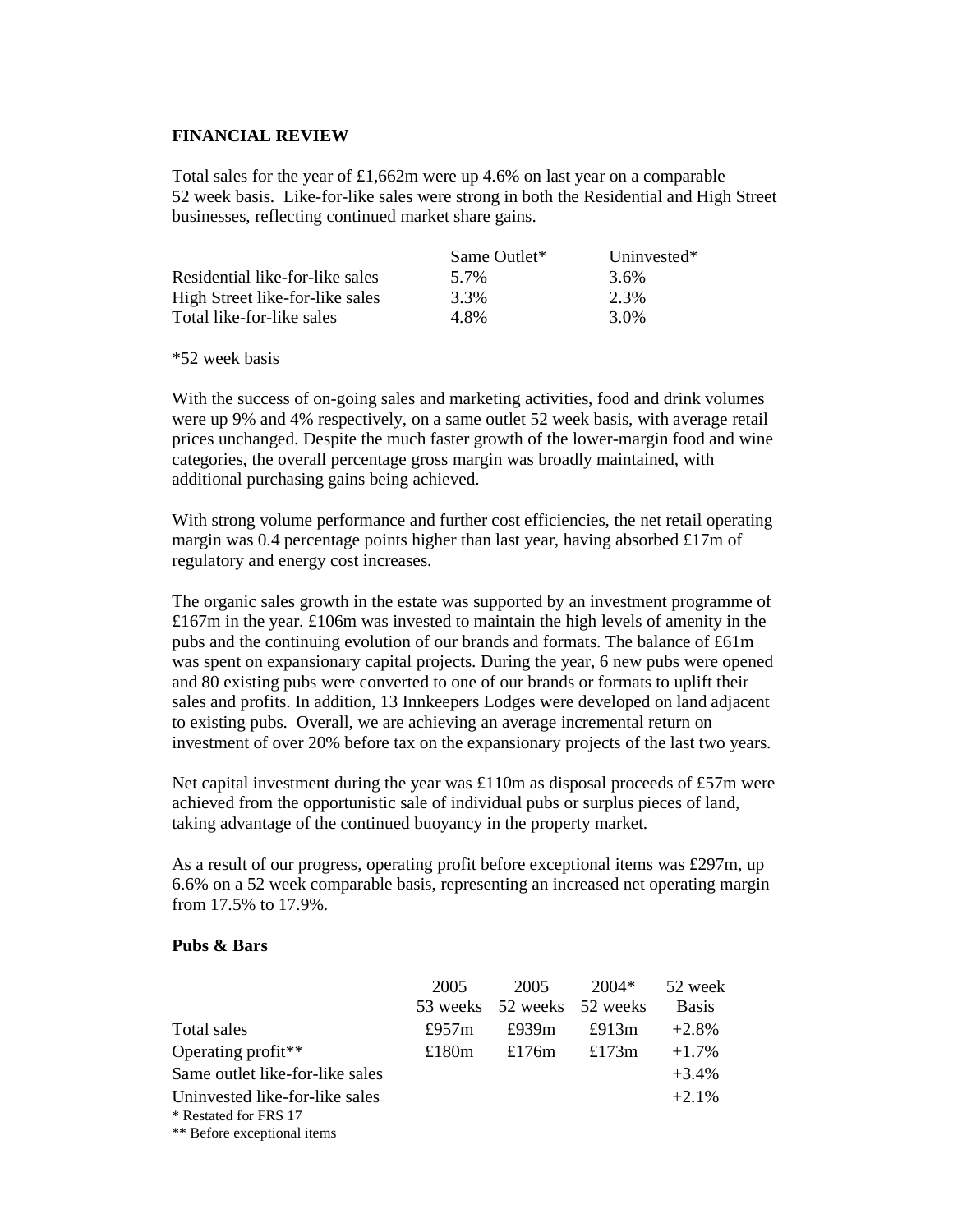## FINANCIAL REVIEW

Total sales for the year of £1,662m were up 4.6% on last year on a comparable 52 week basis. Like-for-like sales were strong in both the Residential and High Street businesses, reflecting continued market share gains.

| | Same Outlet* | Uninvested* |
|---|---|---|
| Residential like-for-like sales | 5.7% | 3.6% |
| High Street like-for-like sales | 3.3% | 2.3% |
| Total like-for-like sales | 4.8% | 3.0% |

*52 week basis

With the success of on-going sales and marketing activities, food and drink volumes were up 9% and 4% respectively, on a same outlet 52 week basis, with average retail prices unchanged. Despite the much faster growth of the lower-margin food and wine categories, the overall percentage gross margin was broadly maintained, with additional purchasing gains being achieved.

With strong volume performance and further cost efficiencies, the net retail operating margin was 0.4 percentage points higher than last year, having absorbed £17m of regulatory and energy cost increases.

The organic sales growth in the estate was supported by an investment programme of £167m in the year. £106m was invested to maintain the high levels of amenity in the pubs and the continuing evolution of our brands and formats. The balance of £61m was spent on expansionary capital projects. During the year, 6 new pubs were opened and 80 existing pubs were converted to one of our brands or formats to uplift their sales and profits. In addition, 13 Innkeepers Lodges were developed on land adjacent to existing pubs. Overall, we are achieving an average incremental return on investment of over 20% before tax on the expansionary projects of the last two years.

Net capital investment during the year was £110m as disposal proceeds of £57m were achieved from the opportunistic sale of individual pubs or surplus pieces of land, taking advantage of the continued buoyancy in the property market.

As a result of our progress, operating profit before exceptional items was £297m, up 6.6% on a 52 week comparable basis, representing an increased net operating margin from 17.5% to 17.9%.

### Pubs & Bars

| | 2005 53 weeks | 2005 52 weeks | 2004* 52 weeks | 52 week Basis |
|---|---|---|---|---|
| Total sales | £957m | £939m | £913m | +2.8% |
| Operating profit** | £180m | £176m | £173m | +1.7% |
| Same outlet like-for-like sales | | | | +3.4% |
| Uninvested like-for-like sales | | | | +2.1% |

\* Restated for FRS 17

\*\* Before exceptional items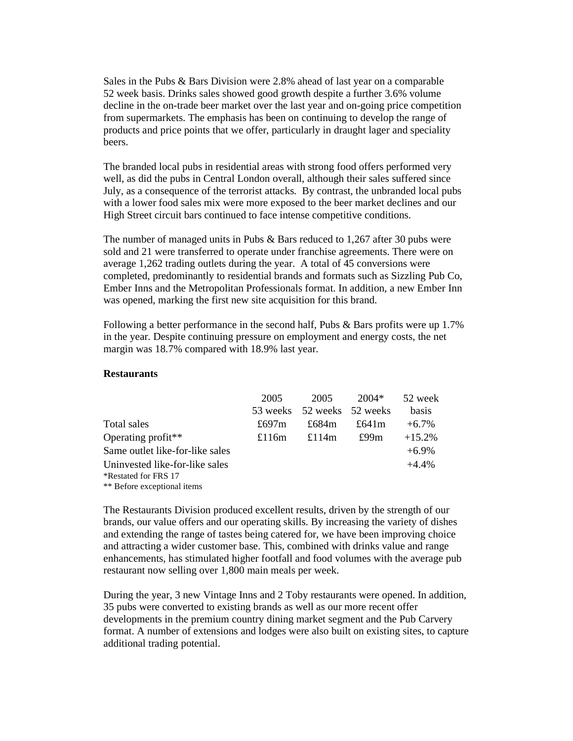Sales in the Pubs & Bars Division were 2.8% ahead of last year on a comparable 52 week basis. Drinks sales showed good growth despite a further 3.6% volume decline in the on-trade beer market over the last year and on-going price competition from supermarkets. The emphasis has been on continuing to develop the range of products and price points that we offer, particularly in draught lager and speciality beers.

The branded local pubs in residential areas with strong food offers performed very well, as did the pubs in Central London overall, although their sales suffered since July, as a consequence of the terrorist attacks. By contrast, the unbranded local pubs with a lower food sales mix were more exposed to the beer market declines and our High Street circuit bars continued to face intense competitive conditions.

The number of managed units in Pubs & Bars reduced to 1,267 after 30 pubs were sold and 21 were transferred to operate under franchise agreements. There were on average 1,262 trading outlets during the year. A total of 45 conversions were completed, predominantly to residential brands and formats such as Sizzling Pub Co, Ember Inns and the Metropolitan Professionals format. In addition, a new Ember Inn was opened, marking the first new site acquisition for this brand.

Following a better performance in the second half, Pubs & Bars profits were up 1.7% in the year. Despite continuing pressure on employment and energy costs, the net margin was 18.7% compared with 18.9% last year.

**Restaurants**

| | 2005 53 weeks | 2005 52 weeks | 2004* 52 weeks | 52 week basis |
|---|---|---|---|---|
| Total sales | £697m | £684m | £641m | +6.7% |
| Operating profit** | £116m | £114m | £99m | +15.2% |
| Same outlet like-for-like sales | | | | +6.9% |
| Uninvested like-for-like sales | | | | +4.4% |

*Restated for FRS 17
** Before exceptional items

The Restaurants Division produced excellent results, driven by the strength of our brands, our value offers and our operating skills. By increasing the variety of dishes and extending the range of tastes being catered for, we have been improving choice and attracting a wider customer base. This, combined with drinks value and range enhancements, has stimulated higher footfall and food volumes with the average pub restaurant now selling over 1,800 main meals per week.

During the year, 3 new Vintage Inns and 2 Toby restaurants were opened. In addition, 35 pubs were converted to existing brands as well as our more recent offer developments in the premium country dining market segment and the Pub Carvery format. A number of extensions and lodges were also built on existing sites, to capture additional trading potential.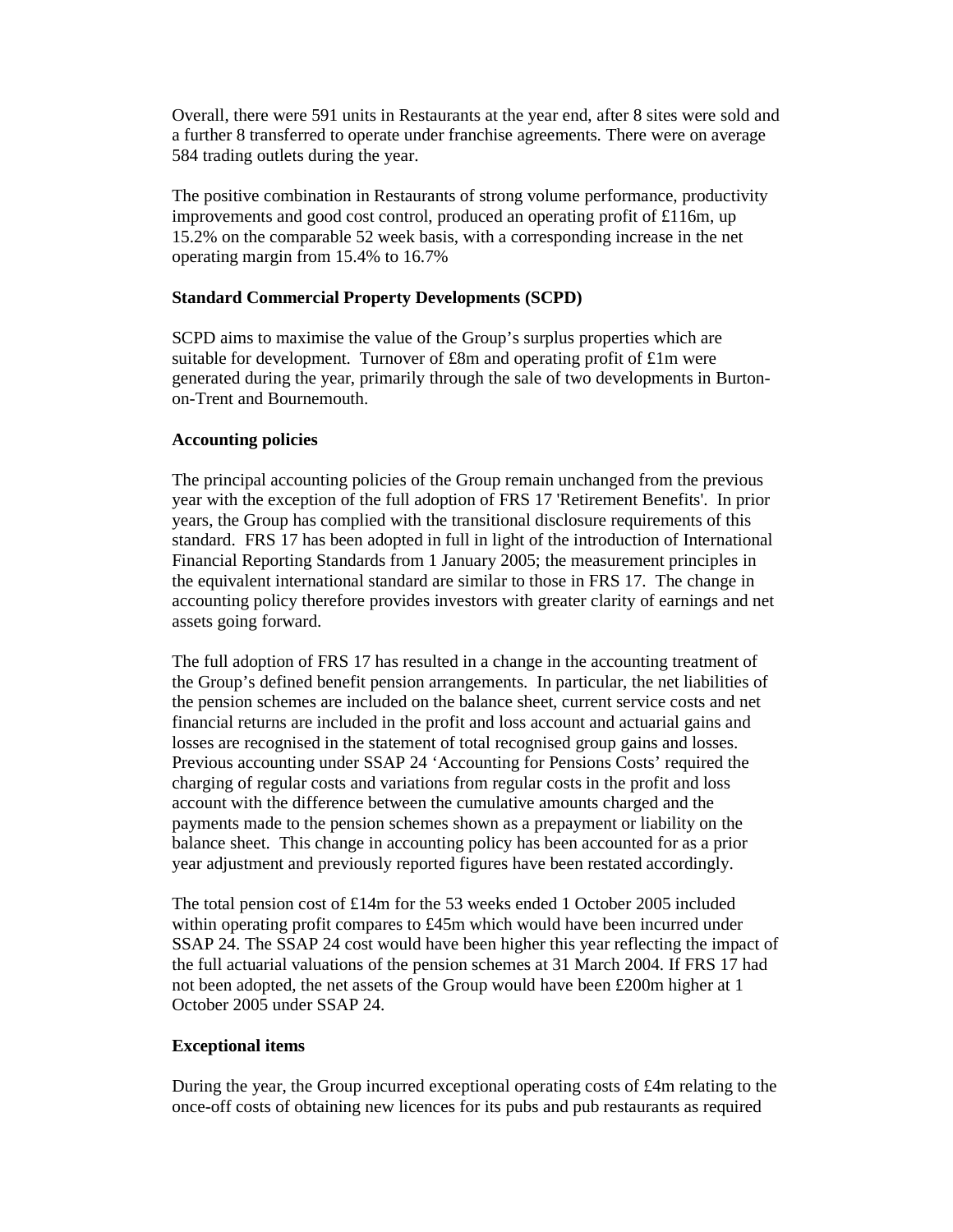Overall, there were 591 units in Restaurants at the year end, after 8 sites were sold and a further 8 transferred to operate under franchise agreements. There were on average 584 trading outlets during the year.

The positive combination in Restaurants of strong volume performance, productivity improvements and good cost control, produced an operating profit of £116m, up 15.2% on the comparable 52 week basis, with a corresponding increase in the net operating margin from 15.4% to 16.7%

**Standard Commercial Property Developments (SCPD)**

SCPD aims to maximise the value of the Group's surplus properties which are suitable for development. Turnover of £8m and operating profit of £1m were generated during the year, primarily through the sale of two developments in Burton-on-Trent and Bournemouth.

**Accounting policies**

The principal accounting policies of the Group remain unchanged from the previous year with the exception of the full adoption of FRS 17 'Retirement Benefits'. In prior years, the Group has complied with the transitional disclosure requirements of this standard. FRS 17 has been adopted in full in light of the introduction of International Financial Reporting Standards from 1 January 2005; the measurement principles in the equivalent international standard are similar to those in FRS 17. The change in accounting policy therefore provides investors with greater clarity of earnings and net assets going forward.

The full adoption of FRS 17 has resulted in a change in the accounting treatment of the Group's defined benefit pension arrangements. In particular, the net liabilities of the pension schemes are included on the balance sheet, current service costs and net financial returns are included in the profit and loss account and actuarial gains and losses are recognised in the statement of total recognised group gains and losses. Previous accounting under SSAP 24 'Accounting for Pensions Costs' required the charging of regular costs and variations from regular costs in the profit and loss account with the difference between the cumulative amounts charged and the payments made to the pension schemes shown as a prepayment or liability on the balance sheet. This change in accounting policy has been accounted for as a prior year adjustment and previously reported figures have been restated accordingly.

The total pension cost of £14m for the 53 weeks ended 1 October 2005 included within operating profit compares to £45m which would have been incurred under SSAP 24. The SSAP 24 cost would have been higher this year reflecting the impact of the full actuarial valuations of the pension schemes at 31 March 2004. If FRS 17 had not been adopted, the net assets of the Group would have been £200m higher at 1 October 2005 under SSAP 24.

**Exceptional items**

During the year, the Group incurred exceptional operating costs of £4m relating to the once-off costs of obtaining new licences for its pubs and pub restaurants as required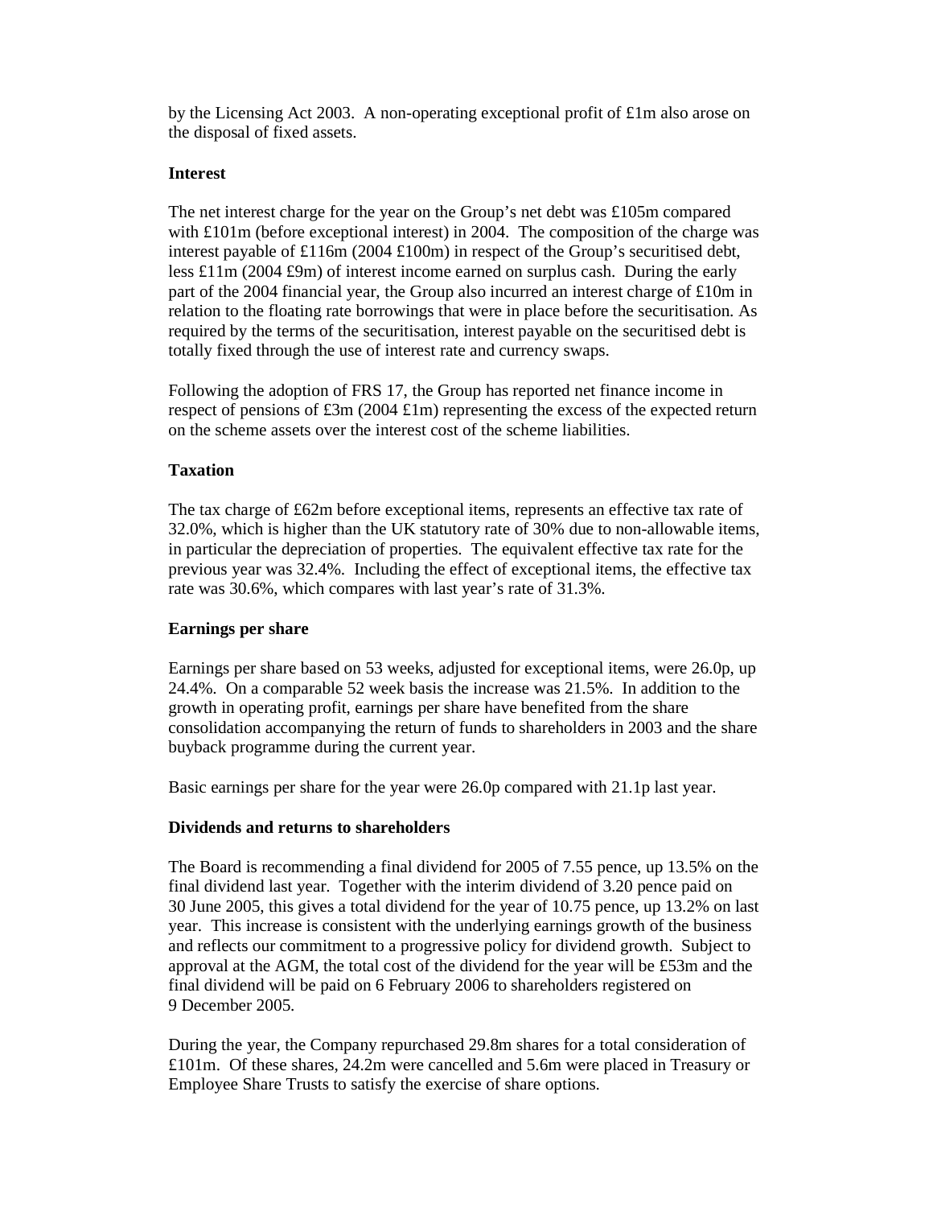by the Licensing Act 2003. A non-operating exceptional profit of £1m also arose on the disposal of fixed assets.

**Interest**

The net interest charge for the year on the Group's net debt was £105m compared with £101m (before exceptional interest) in 2004. The composition of the charge was interest payable of £116m (2004 £100m) in respect of the Group's securitised debt, less £11m (2004 £9m) of interest income earned on surplus cash. During the early part of the 2004 financial year, the Group also incurred an interest charge of £10m in relation to the floating rate borrowings that were in place before the securitisation. As required by the terms of the securitisation, interest payable on the securitised debt is totally fixed through the use of interest rate and currency swaps.

Following the adoption of FRS 17, the Group has reported net finance income in respect of pensions of £3m (2004 £1m) representing the excess of the expected return on the scheme assets over the interest cost of the scheme liabilities.

**Taxation**

The tax charge of £62m before exceptional items, represents an effective tax rate of 32.0%, which is higher than the UK statutory rate of 30% due to non-allowable items, in particular the depreciation of properties. The equivalent effective tax rate for the previous year was 32.4%. Including the effect of exceptional items, the effective tax rate was 30.6%, which compares with last year's rate of 31.3%.

**Earnings per share**

Earnings per share based on 53 weeks, adjusted for exceptional items, were 26.0p, up 24.4%. On a comparable 52 week basis the increase was 21.5%. In addition to the growth in operating profit, earnings per share have benefited from the share consolidation accompanying the return of funds to shareholders in 2003 and the share buyback programme during the current year.

Basic earnings per share for the year were 26.0p compared with 21.1p last year.

**Dividends and returns to shareholders**

The Board is recommending a final dividend for 2005 of 7.55 pence, up 13.5% on the final dividend last year. Together with the interim dividend of 3.20 pence paid on 30 June 2005, this gives a total dividend for the year of 10.75 pence, up 13.2% on last year. This increase is consistent with the underlying earnings growth of the business and reflects our commitment to a progressive policy for dividend growth. Subject to approval at the AGM, the total cost of the dividend for the year will be £53m and the final dividend will be paid on 6 February 2006 to shareholders registered on 9 December 2005.

During the year, the Company repurchased 29.8m shares for a total consideration of £101m. Of these shares, 24.2m were cancelled and 5.6m were placed in Treasury or Employee Share Trusts to satisfy the exercise of share options.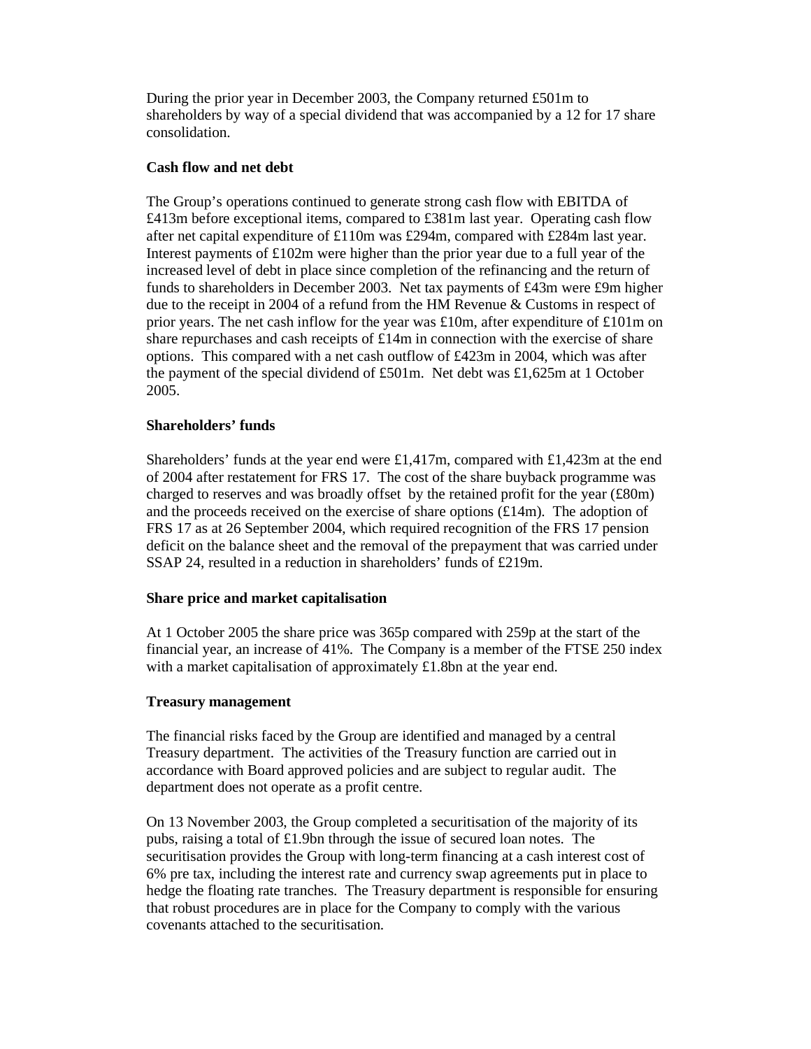During the prior year in December 2003, the Company returned £501m to shareholders by way of a special dividend that was accompanied by a 12 for 17 share consolidation.

**Cash flow and net debt**

The Group's operations continued to generate strong cash flow with EBITDA of £413m before exceptional items, compared to £381m last year. Operating cash flow after net capital expenditure of £110m was £294m, compared with £284m last year. Interest payments of £102m were higher than the prior year due to a full year of the increased level of debt in place since completion of the refinancing and the return of funds to shareholders in December 2003. Net tax payments of £43m were £9m higher due to the receipt in 2004 of a refund from the HM Revenue & Customs in respect of prior years. The net cash inflow for the year was £10m, after expenditure of £101m on share repurchases and cash receipts of £14m in connection with the exercise of share options. This compared with a net cash outflow of £423m in 2004, which was after the payment of the special dividend of £501m. Net debt was £1,625m at 1 October 2005.

**Shareholders' funds**

Shareholders' funds at the year end were £1,417m, compared with £1,423m at the end of 2004 after restatement for FRS 17. The cost of the share buyback programme was charged to reserves and was broadly offset by the retained profit for the year (£80m) and the proceeds received on the exercise of share options (£14m). The adoption of FRS 17 as at 26 September 2004, which required recognition of the FRS 17 pension deficit on the balance sheet and the removal of the prepayment that was carried under SSAP 24, resulted in a reduction in shareholders' funds of £219m.

**Share price and market capitalisation**

At 1 October 2005 the share price was 365p compared with 259p at the start of the financial year, an increase of 41%. The Company is a member of the FTSE 250 index with a market capitalisation of approximately £1.8bn at the year end.

**Treasury management**

The financial risks faced by the Group are identified and managed by a central Treasury department. The activities of the Treasury function are carried out in accordance with Board approved policies and are subject to regular audit. The department does not operate as a profit centre.

On 13 November 2003, the Group completed a securitisation of the majority of its pubs, raising a total of £1.9bn through the issue of secured loan notes. The securitisation provides the Group with long-term financing at a cash interest cost of 6% pre tax, including the interest rate and currency swap agreements put in place to hedge the floating rate tranches. The Treasury department is responsible for ensuring that robust procedures are in place for the Company to comply with the various covenants attached to the securitisation.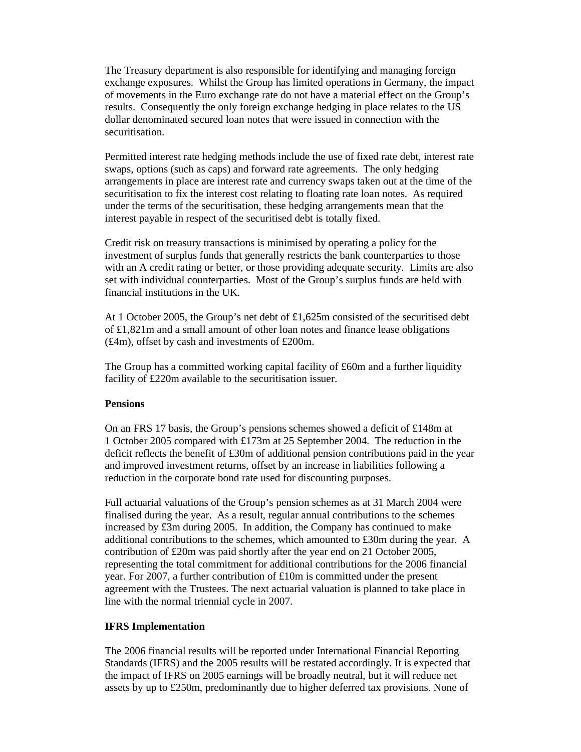The Treasury department is also responsible for identifying and managing foreign exchange exposures. Whilst the Group has limited operations in Germany, the impact of movements in the Euro exchange rate do not have a material effect on the Group's results. Consequently the only foreign exchange hedging in place relates to the US dollar denominated secured loan notes that were issued in connection with the securitisation.

Permitted interest rate hedging methods include the use of fixed rate debt, interest rate swaps, options (such as caps) and forward rate agreements. The only hedging arrangements in place are interest rate and currency swaps taken out at the time of the securitisation to fix the interest cost relating to floating rate loan notes. As required under the terms of the securitisation, these hedging arrangements mean that the interest payable in respect of the securitised debt is totally fixed.

Credit risk on treasury transactions is minimised by operating a policy for the investment of surplus funds that generally restricts the bank counterparties to those with an A credit rating or better, or those providing adequate security. Limits are also set with individual counterparties. Most of the Group's surplus funds are held with financial institutions in the UK.

At 1 October 2005, the Group's net debt of £1,625m consisted of the securitised debt of £1,821m and a small amount of other loan notes and finance lease obligations (£4m), offset by cash and investments of £200m.

The Group has a committed working capital facility of £60m and a further liquidity facility of £220m available to the securitisation issuer.

**Pensions**

On an FRS 17 basis, the Group's pensions schemes showed a deficit of £148m at 1 October 2005 compared with £173m at 25 September 2004. The reduction in the deficit reflects the benefit of £30m of additional pension contributions paid in the year and improved investment returns, offset by an increase in liabilities following a reduction in the corporate bond rate used for discounting purposes.

Full actuarial valuations of the Group's pension schemes as at 31 March 2004 were finalised during the year. As a result, regular annual contributions to the schemes increased by £3m during 2005. In addition, the Company has continued to make additional contributions to the schemes, which amounted to £30m during the year. A contribution of £20m was paid shortly after the year end on 21 October 2005, representing the total commitment for additional contributions for the 2006 financial year. For 2007, a further contribution of £10m is committed under the present agreement with the Trustees. The next actuarial valuation is planned to take place in line with the normal triennial cycle in 2007.

**IFRS Implementation**

The 2006 financial results will be reported under International Financial Reporting Standards (IFRS) and the 2005 results will be restated accordingly. It is expected that the impact of IFRS on 2005 earnings will be broadly neutral, but it will reduce net assets by up to £250m, predominantly due to higher deferred tax provisions. None of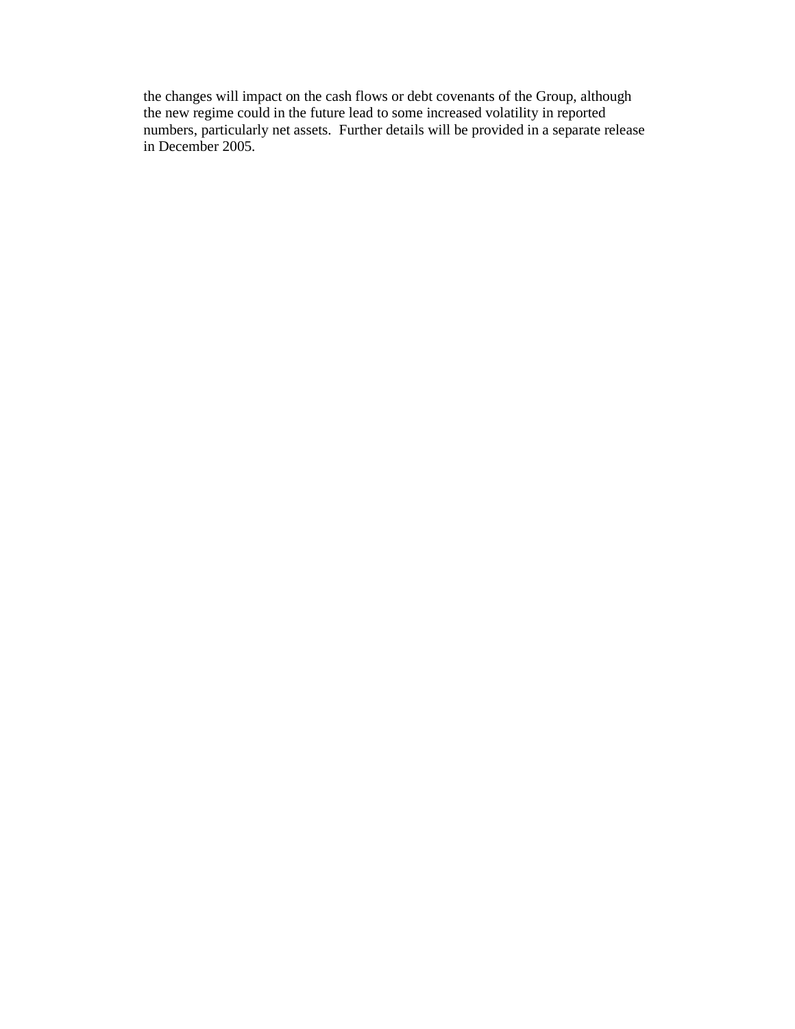the changes will impact on the cash flows or debt covenants of the Group, although the new regime could in the future lead to some increased volatility in reported numbers, particularly net assets.  Further details will be provided in a separate release in December 2005.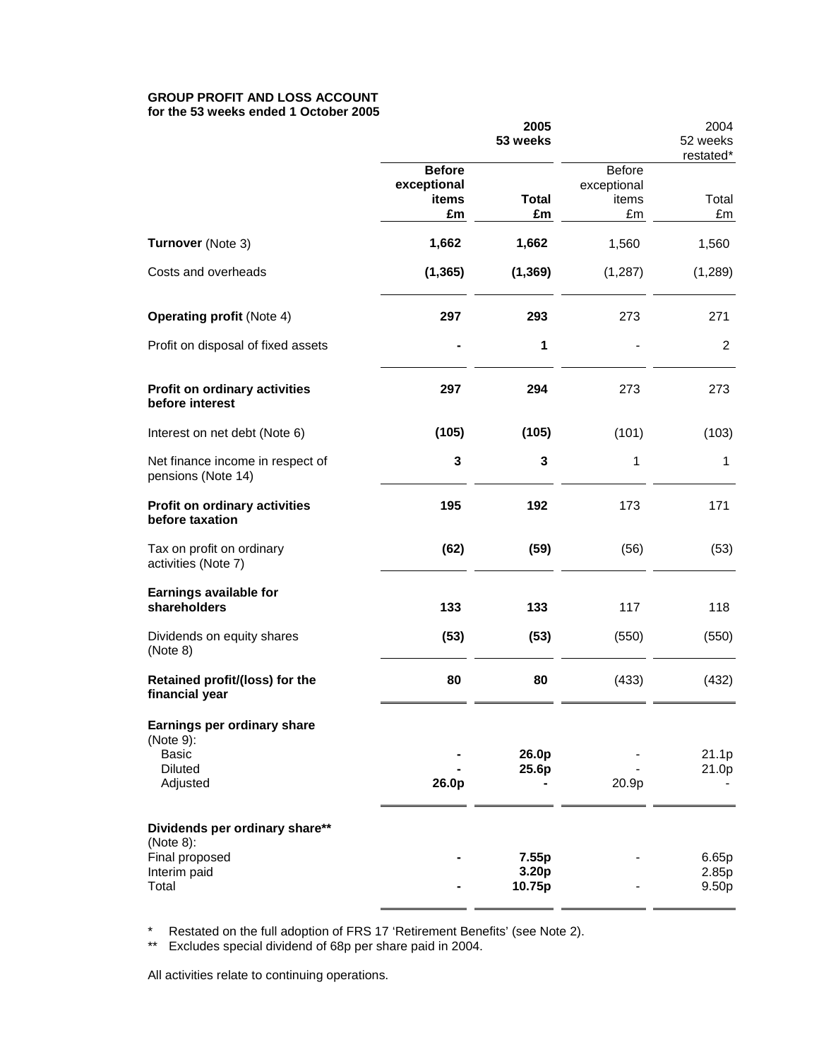**GROUP PROFIT AND LOSS ACCOUNT**
**for the 53 weeks ended 1 October 2005**

| | **2005 53 weeks** | | 2004 52 weeks restated* | |
|---|---|---|---|---|
| | **Before exceptional items £m** | **Total £m** | Before exceptional items £m | Total £m |
| **Turnover** (Note 3) | **1,662** | **1,662** | 1,560 | 1,560 |
| Costs and overheads | **(1,365)** | **(1,369)** | (1,287) | (1,289) |
| **Operating profit** (Note 4) | **297** | **293** | 273 | 271 |
| Profit on disposal of fixed assets | **-** | **1** | - | 2 |
| **Profit on ordinary activities before interest** | **297** | **294** | 273 | 273 |
| Interest on net debt (Note 6) | **(105)** | **(105)** | (101) | (103) |
| Net finance income in respect of pensions (Note 14) | **3** | **3** | 1 | 1 |
| **Profit on ordinary activities before taxation** | **195** | **192** | 173 | 171 |
| Tax on profit on ordinary activities (Note 7) | **(62)** | **(59)** | (56) | (53) |
| **Earnings available for shareholders** | **133** | **133** | 117 | 118 |
| Dividends on equity shares (Note 8) | **(53)** | **(53)** | (550) | (550) |
| **Retained profit/(loss) for the financial year** | **80** | **80** | (433) | (432) |
| **Earnings per ordinary share** (Note 9): | | | | |
| Basic | **-** | **26.0p** | - | 21.1p |
| Diluted | **-** | **25.6p** | - | 21.0p |
| Adjusted | **26.0p** | **-** | 20.9p | - |
| **Dividends per ordinary share**** (Note 8): | | | | |
| Final proposed | **-** | **7.55p** | - | 6.65p |
| Interim paid | | **3.20p** | | 2.85p |
| Total | **-** | **10.75p** | - | 9.50p |

\* Restated on the full adoption of FRS 17 'Retirement Benefits' (see Note 2).
** Excludes special dividend of 68p per share paid in 2004.

All activities relate to continuing operations.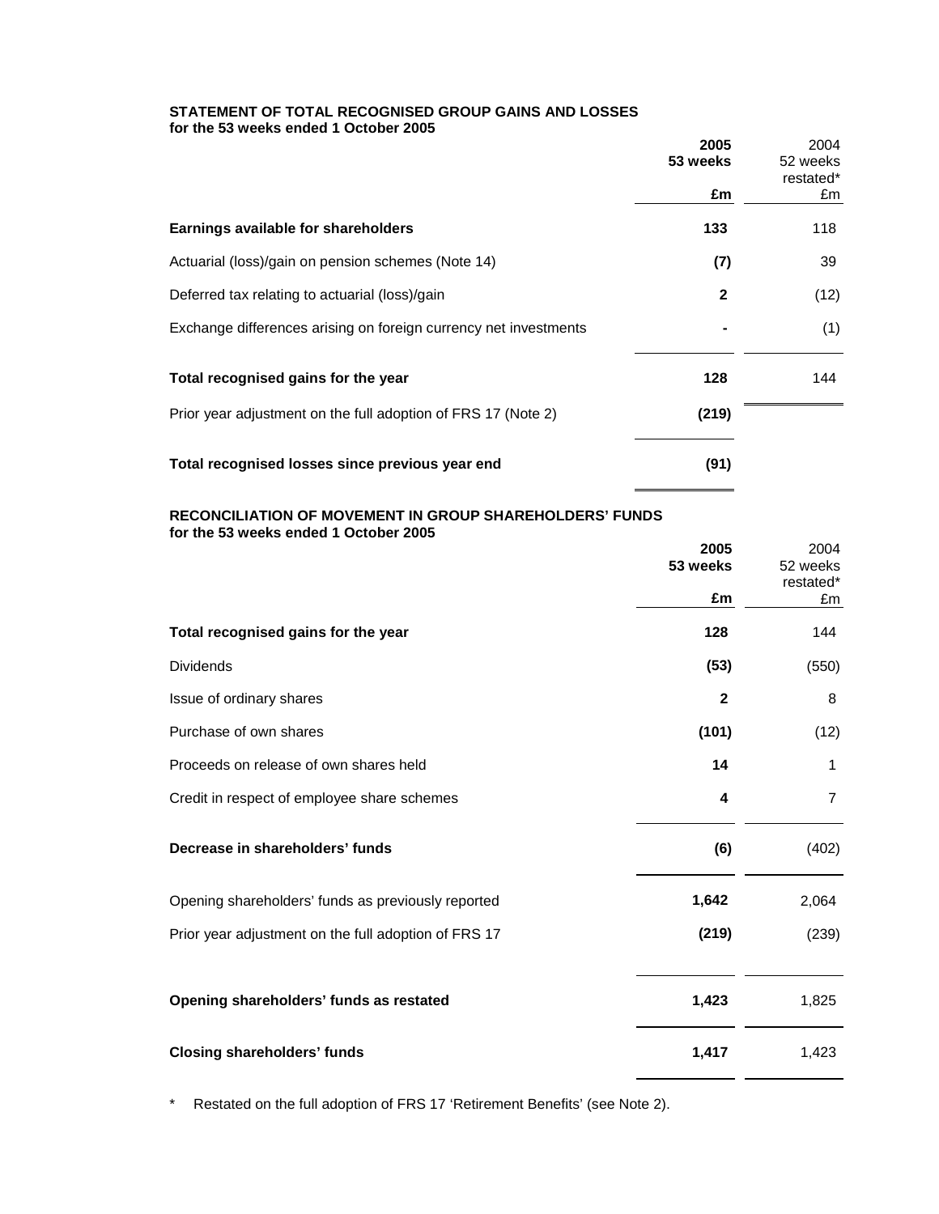**STATEMENT OF TOTAL RECOGNISED GROUP GAINS AND LOSSES**
**for the 53 weeks ended 1 October 2005**

| | 2005 53 weeks £m | 2004 52 weeks restated* £m |
|---|---|---|
| **Earnings available for shareholders** | **133** | 118 |
| Actuarial (loss)/gain on pension schemes (Note 14) | **(7)** | 39 |
| Deferred tax relating to actuarial (loss)/gain | **2** | (12) |
| Exchange differences arising on foreign currency net investments | **-** | (1) |
| **Total recognised gains for the year** | **128** | 144 |
| Prior year adjustment on the full adoption of FRS 17 (Note 2) | **(219)** | |
| **Total recognised losses since previous year end** | **(91)** | |

**RECONCILIATION OF MOVEMENT IN GROUP SHAREHOLDERS' FUNDS**
**for the 53 weeks ended 1 October 2005**

| | 2005 53 weeks £m | 2004 52 weeks restated* £m |
|---|---|---|
| **Total recognised gains for the year** | **128** | 144 |
| Dividends | **(53)** | (550) |
| Issue of ordinary shares | **2** | 8 |
| Purchase of own shares | **(101)** | (12) |
| Proceeds on release of own shares held | **14** | 1 |
| Credit in respect of employee share schemes | **4** | 7 |
| **Decrease in shareholders' funds** | **(6)** | (402) |
| Opening shareholders' funds as previously reported | **1,642** | 2,064 |
| Prior year adjustment on the full adoption of FRS 17 | **(219)** | (239) |
| **Opening shareholders' funds as restated** | **1,423** | 1,825 |
| **Closing shareholders' funds** | **1,417** | 1,423 |

\* Restated on the full adoption of FRS 17 'Retirement Benefits' (see Note 2).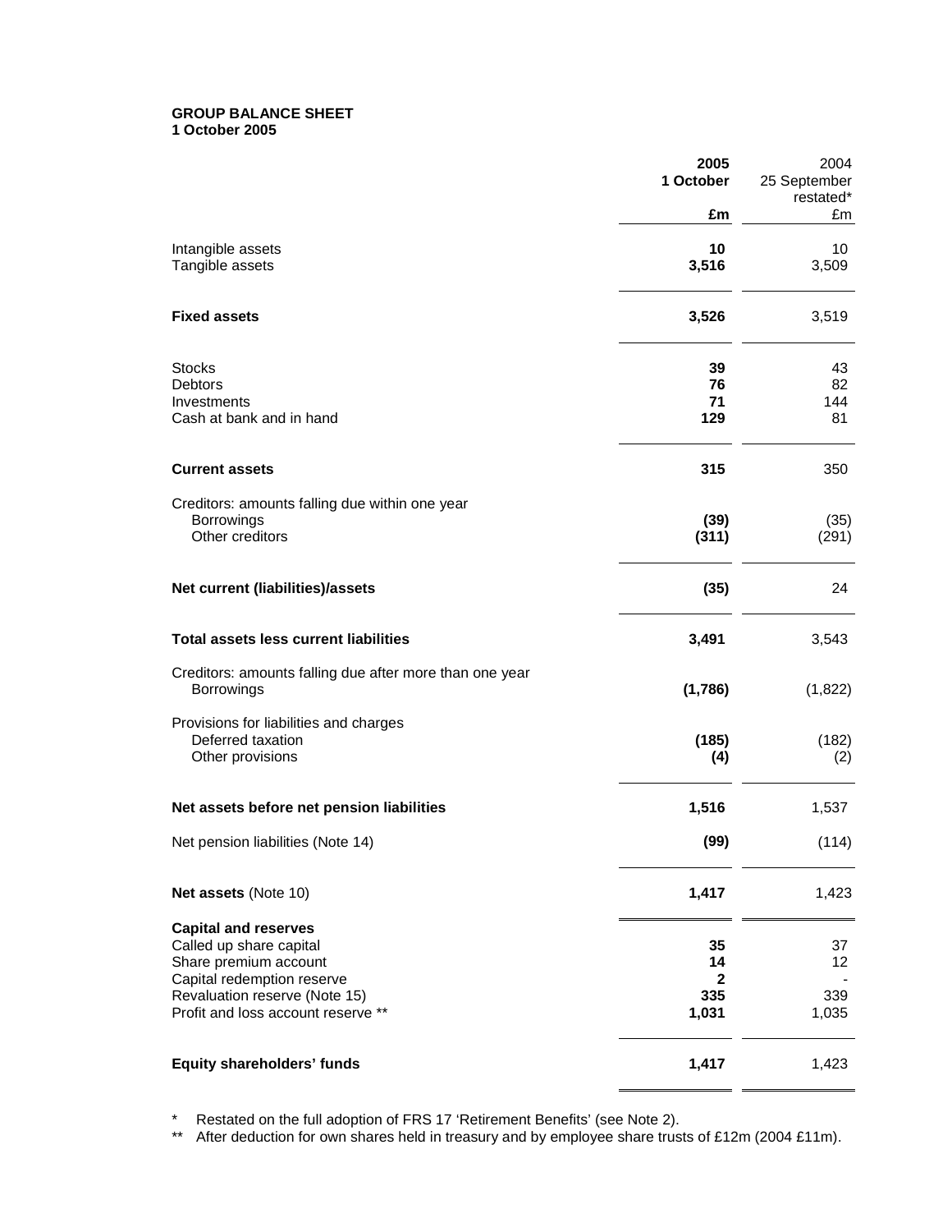**GROUP BALANCE SHEET**
**1 October 2005**

| | 2005 1 October £m | 2004 25 September restated* £m |
|---|---|---|
| Intangible assets | **10** | 10 |
| Tangible assets | **3,516** | 3,509 |
| **Fixed assets** | **3,526** | 3,519 |
| Stocks | **39** | 43 |
| Debtors | **76** | 82 |
| Investments | **71** | 144 |
| Cash at bank and in hand | **129** | 81 |
| **Current assets** | **315** | 350 |
| Creditors: amounts falling due within one year | | |
| Borrowings | **(39)** | (35) |
| Other creditors | **(311)** | (291) |
| **Net current (liabilities)/assets** | **(35)** | 24 |
| **Total assets less current liabilities** | **3,491** | 3,543 |
| Creditors: amounts falling due after more than one year | | |
| Borrowings | **(1,786)** | (1,822) |
| Provisions for liabilities and charges | | |
| Deferred taxation | **(185)** | (182) |
| Other provisions | **(4)** | (2) |
| **Net assets before net pension liabilities** | **1,516** | 1,537 |
| Net pension liabilities (Note 14) | **(99)** | (114) |
| **Net assets** (Note 10) | **1,417** | 1,423 |
| **Capital and reserves** | | |
| Called up share capital | **35** | 37 |
| Share premium account | **14** | 12 |
| Capital redemption reserve | **2** | - |
| Revaluation reserve (Note 15) | **335** | 339 |
| Profit and loss account reserve ** | **1,031** | 1,035 |
| **Equity shareholders' funds** | **1,417** | 1,423 |

\* Restated on the full adoption of FRS 17 'Retirement Benefits' (see Note 2).

\*\* After deduction for own shares held in treasury and by employee share trusts of £12m (2004 £11m).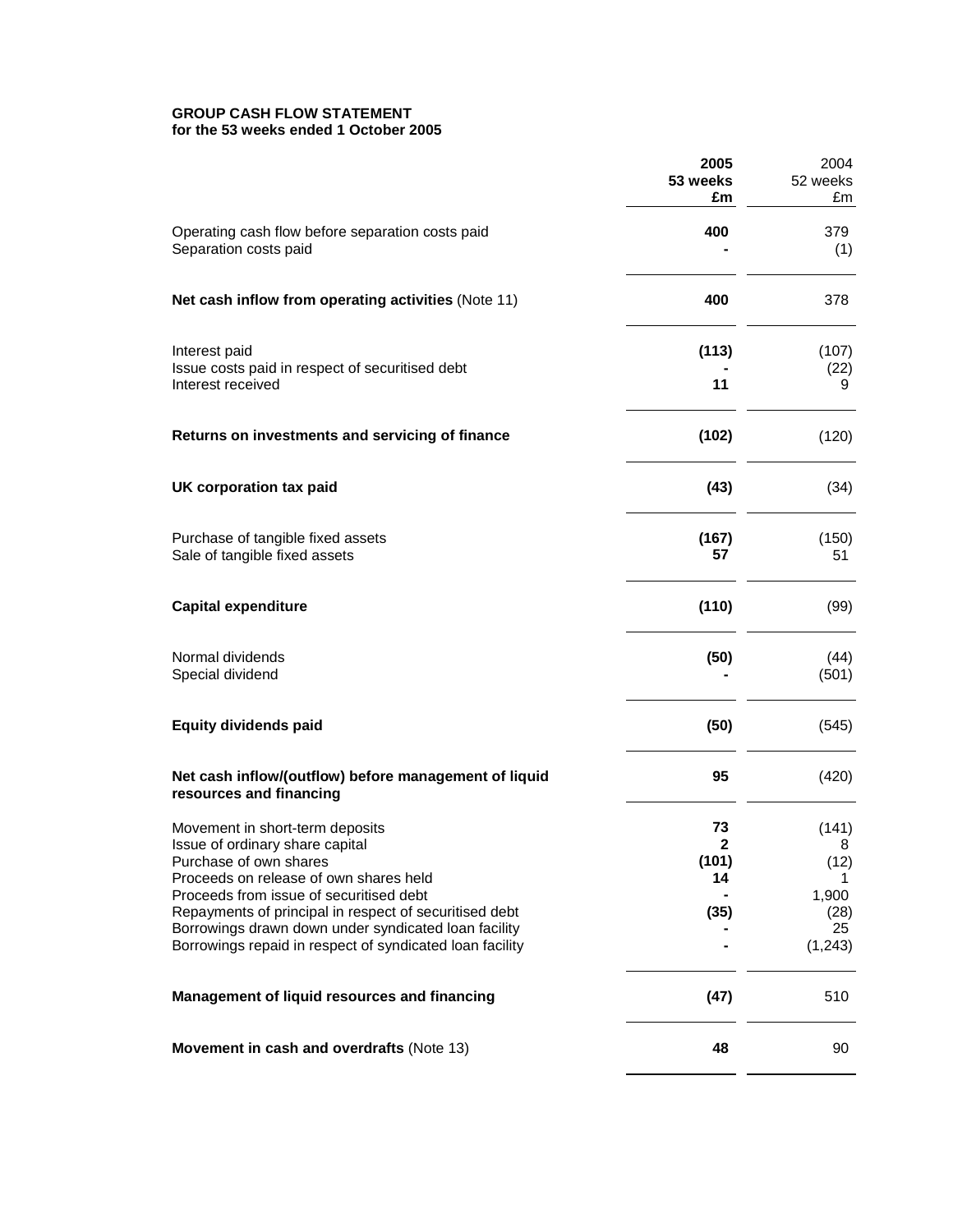**GROUP CASH FLOW STATEMENT**
**for the 53 weeks ended 1 October 2005**

| | **2005 53 weeks £m** | 2004 52 weeks £m |
|---|---|---|
| Operating cash flow before separation costs paid | **400** | 379 |
| Separation costs paid | **-** | (1) |
| **Net cash inflow from operating activities** (Note 11) | **400** | 378 |
| Interest paid | **(113)** | (107) |
| Issue costs paid in respect of securitised debt | **-** | (22) |
| Interest received | **11** | 9 |
| **Returns on investments and servicing of finance** | **(102)** | (120) |
| **UK corporation tax paid** | **(43)** | (34) |
| Purchase of tangible fixed assets | **(167)** | (150) |
| Sale of tangible fixed assets | **57** | 51 |
| **Capital expenditure** | **(110)** | (99) |
| Normal dividends | **(50)** | (44) |
| Special dividend | **-** | (501) |
| **Equity dividends paid** | **(50)** | (545) |
| **Net cash inflow/(outflow) before management of liquid resources and financing** | **95** | (420) |
| Movement in short-term deposits | **73** | (141) |
| Issue of ordinary share capital | **2** | 8 |
| Purchase of own shares | **(101)** | (12) |
| Proceeds on release of own shares held | **14** | 1 |
| Proceeds from issue of securitised debt | **-** | 1,900 |
| Repayments of principal in respect of securitised debt | **(35)** | (28) |
| Borrowings drawn down under syndicated loan facility | **-** | 25 |
| Borrowings repaid in respect of syndicated loan facility | **-** | (1,243) |
| **Management of liquid resources and financing** | **(47)** | 510 |
| **Movement in cash and overdrafts** (Note 13) | **48** | 90 |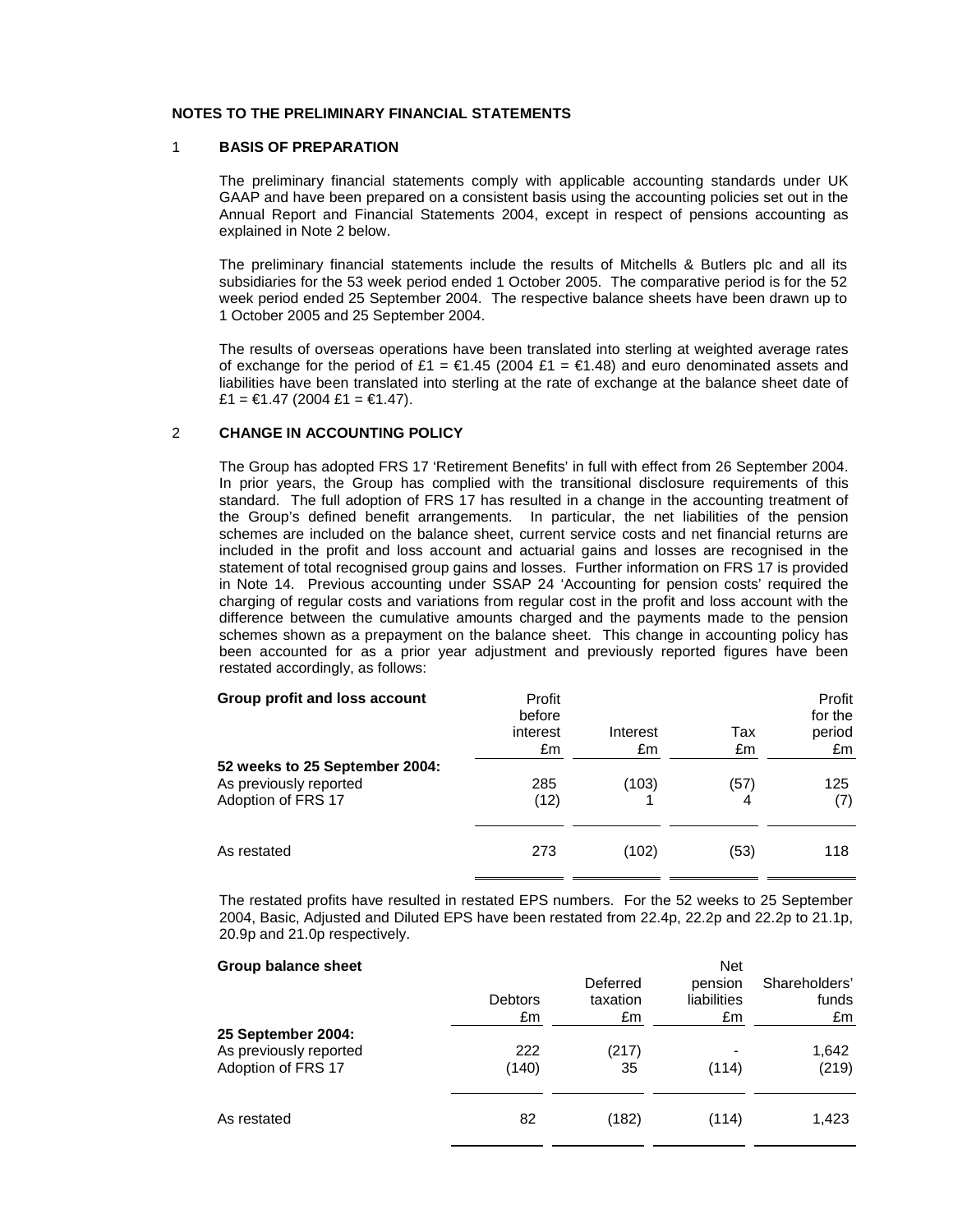**NOTES TO THE PRELIMINARY FINANCIAL STATEMENTS**

## 1 BASIS OF PREPARATION

The preliminary financial statements comply with applicable accounting standards under UK GAAP and have been prepared on a consistent basis using the accounting policies set out in the Annual Report and Financial Statements 2004, except in respect of pensions accounting as explained in Note 2 below.

The preliminary financial statements include the results of Mitchells & Butlers plc and all its subsidiaries for the 53 week period ended 1 October 2005. The comparative period is for the 52 week period ended 25 September 2004. The respective balance sheets have been drawn up to 1 October 2005 and 25 September 2004.

The results of overseas operations have been translated into sterling at weighted average rates of exchange for the period of £1 = €1.45 (2004 £1 = €1.48) and euro denominated assets and liabilities have been translated into sterling at the rate of exchange at the balance sheet date of £1 = €1.47 (2004 £1 = €1.47).

## 2 CHANGE IN ACCOUNTING POLICY

The Group has adopted FRS 17 'Retirement Benefits' in full with effect from 26 September 2004. In prior years, the Group has complied with the transitional disclosure requirements of this standard. The full adoption of FRS 17 has resulted in a change in the accounting treatment of the Group's defined benefit arrangements. In particular, the net liabilities of the pension schemes are included on the balance sheet, current service costs and net financial returns are included in the profit and loss account and actuarial gains and losses are recognised in the statement of total recognised group gains and losses. Further information on FRS 17 is provided in Note 14. Previous accounting under SSAP 24 'Accounting for pension costs' required the charging of regular costs and variations from regular cost in the profit and loss account with the difference between the cumulative amounts charged and the payments made to the pension schemes shown as a prepayment on the balance sheet. This change in accounting policy has been accounted for as a prior year adjustment and previously reported figures have been restated accordingly, as follows:

| **Group profit and loss account** | Profit before interest £m | Interest £m | Tax £m | Profit for the period £m |
|---|---|---|---|---|
| **52 weeks to 25 September 2004:** | | | | |
| As previously reported | 285 | (103) | (57) | 125 |
| Adoption of FRS 17 | (12) | 1 | 4 | (7) |
| As restated | 273 | (102) | (53) | 118 |

The restated profits have resulted in restated EPS numbers. For the 52 weeks to 25 September 2004, Basic, Adjusted and Diluted EPS have been restated from 22.4p, 22.2p and 22.2p to 21.1p, 20.9p and 21.0p respectively.

| **Group balance sheet** | Debtors £m | Deferred taxation £m | Net pension liabilities £m | Shareholders' funds £m |
|---|---|---|---|---|
| **25 September 2004:** | | | | |
| As previously reported | 222 | (217) | - | 1,642 |
| Adoption of FRS 17 | (140) | 35 | (114) | (219) |
| As restated | 82 | (182) | (114) | 1,423 |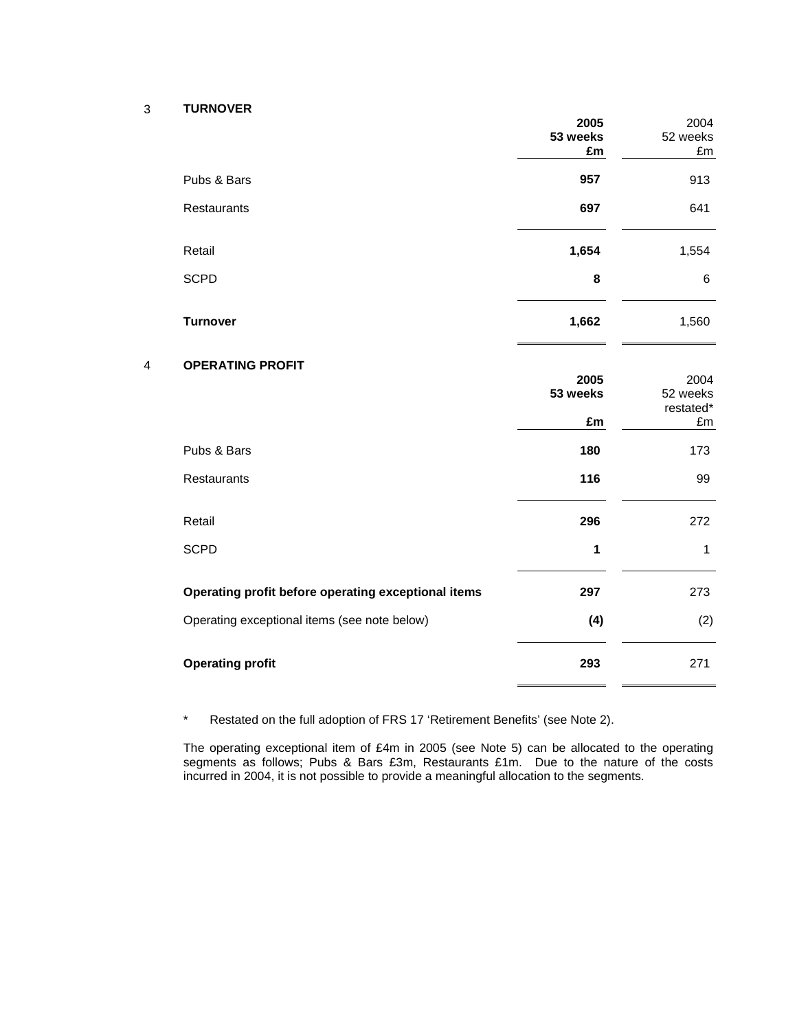## 3 TURNOVER

| | 2005 53 weeks £m | 2004 52 weeks £m |
|---|---|---|
| Pubs & Bars | **957** | 913 |
| Restaurants | **697** | 641 |
| Retail | **1,654** | 1,554 |
| SCPD | **8** | 6 |
| **Turnover** | **1,662** | 1,560 |

## 4 OPERATING PROFIT

| | 2005 53 weeks £m | 2004 52 weeks restated* £m |
|---|---|---|
| Pubs & Bars | **180** | 173 |
| Restaurants | **116** | 99 |
| Retail | **296** | 272 |
| SCPD | **1** | 1 |
| **Operating profit before operating exceptional items** | **297** | 273 |
| Operating exceptional items (see note below) | **(4)** | (2) |
| **Operating profit** | **293** | 271 |

\* Restated on the full adoption of FRS 17 'Retirement Benefits' (see Note 2).

The operating exceptional item of £4m in 2005 (see Note 5) can be allocated to the operating segments as follows; Pubs & Bars £3m, Restaurants £1m. Due to the nature of the costs incurred in 2004, it is not possible to provide a meaningful allocation to the segments.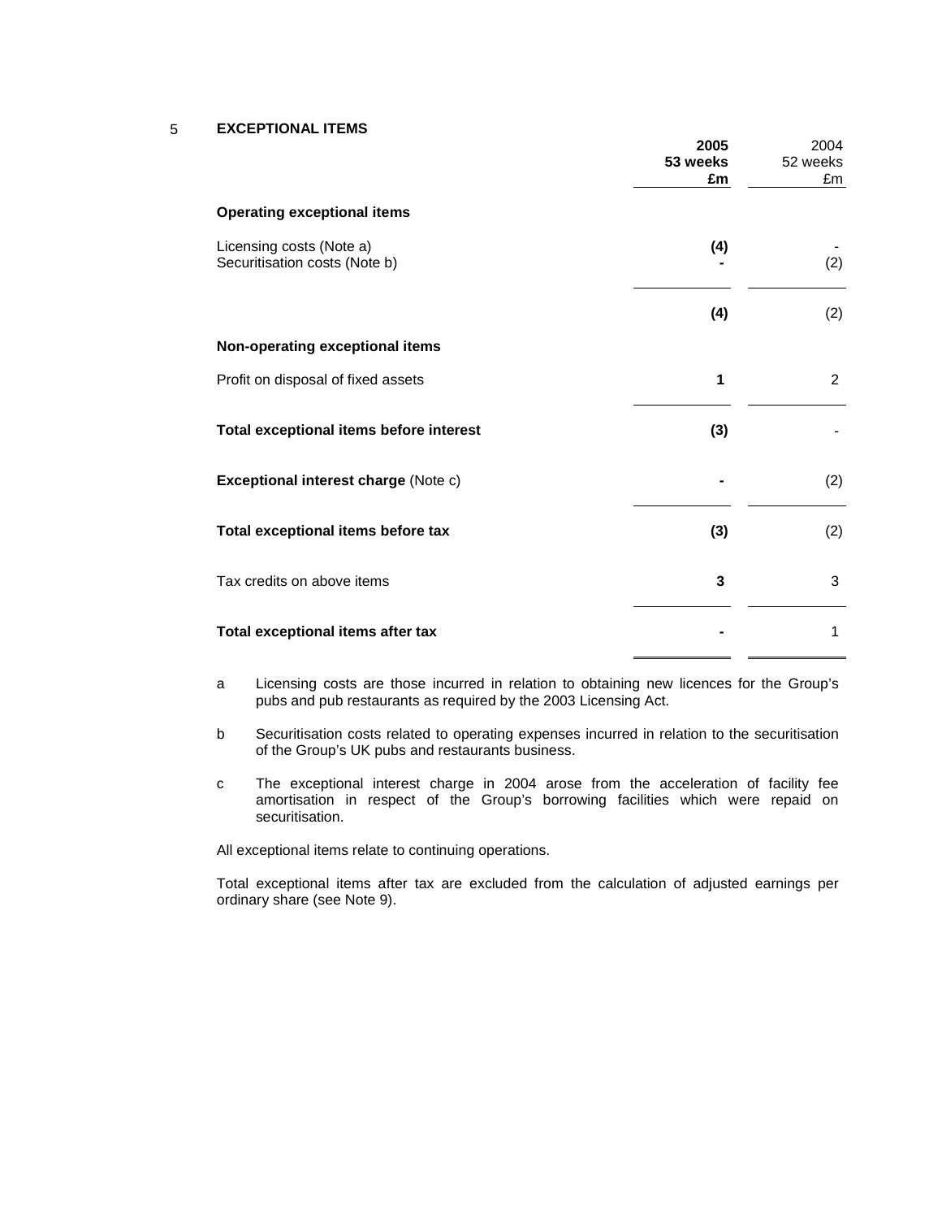## 5 EXCEPTIONAL ITEMS

| | **2005 53 weeks £m** | 2004 52 weeks £m |
|---|---|---|
| **Operating exceptional items** | | |
| Licensing costs (Note a) | **(4)** | - |
| Securitisation costs (Note b) | **-** | (2) |
| | **(4)** | (2) |
| **Non-operating exceptional items** | | |
| Profit on disposal of fixed assets | **1** | 2 |
| **Total exceptional items before interest** | **(3)** | - |
| **Exceptional interest charge** (Note c) | **-** | (2) |
| **Total exceptional items before tax** | **(3)** | (2) |
| Tax credits on above items | **3** | 3 |
| **Total exceptional items after tax** | **-** | 1 |

a Licensing costs are those incurred in relation to obtaining new licences for the Group's pubs and pub restaurants as required by the 2003 Licensing Act.

b Securitisation costs related to operating expenses incurred in relation to the securitisation of the Group's UK pubs and restaurants business.

c The exceptional interest charge in 2004 arose from the acceleration of facility fee amortisation in respect of the Group's borrowing facilities which were repaid on securitisation.

All exceptional items relate to continuing operations.

Total exceptional items after tax are excluded from the calculation of adjusted earnings per ordinary share (see Note 9).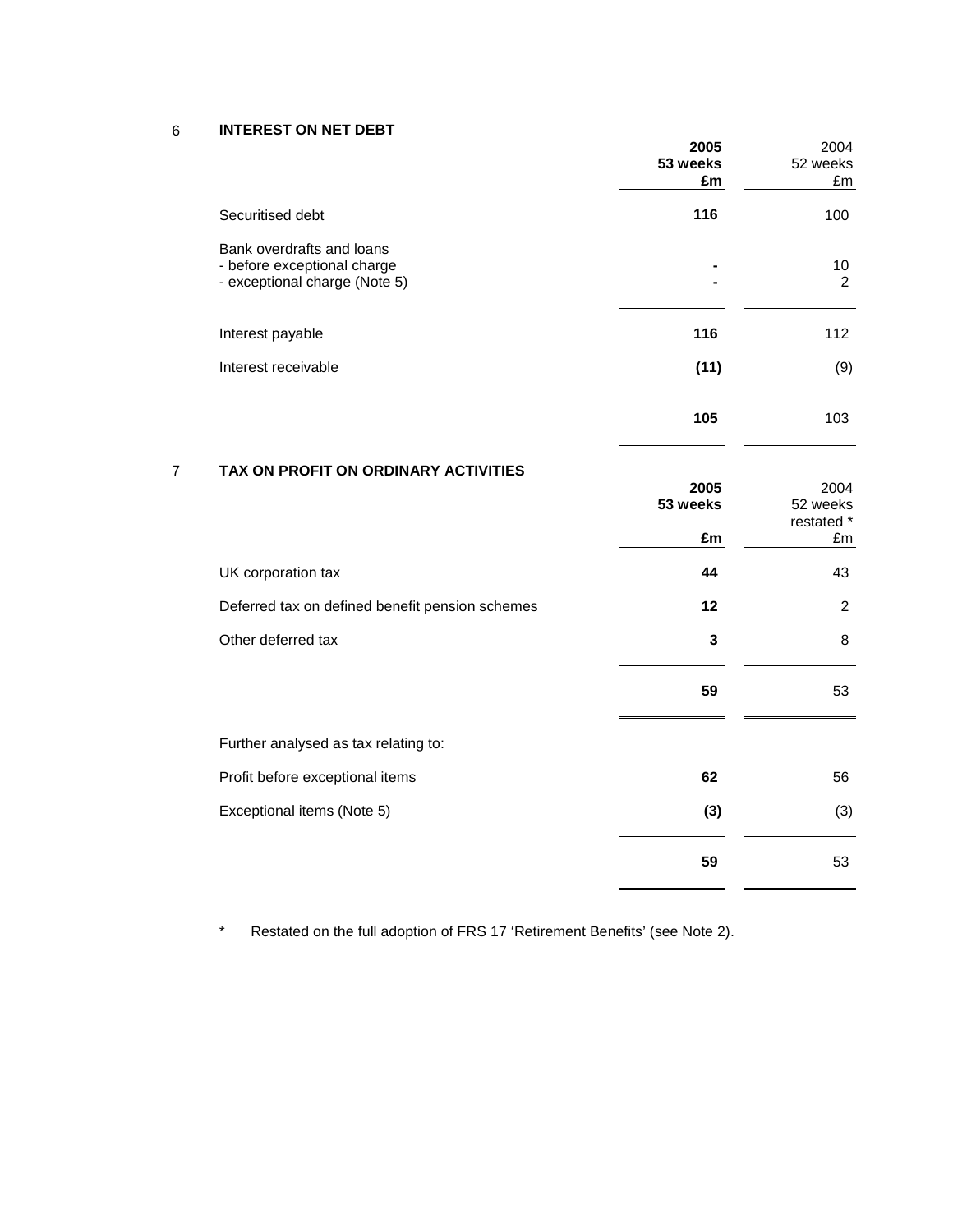## 6 INTEREST ON NET DEBT

| | **2005 53 weeks £m** | 2004 52 weeks £m |
|---|---|---|
| Securitised debt | **116** | 100 |
| Bank overdrafts and loans | | |
| - before exceptional charge | **-** | 10 |
| - exceptional charge (Note 5) | **-** | 2 |
| Interest payable | **116** | 112 |
| Interest receivable | **(11)** | (9) |
| | **105** | 103 |

## 7 TAX ON PROFIT ON ORDINARY ACTIVITIES

| | **2005 53 weeks £m** | 2004 52 weeks restated * £m |
|---|---|---|
| UK corporation tax | **44** | 43 |
| Deferred tax on defined benefit pension schemes | **12** | 2 |
| Other deferred tax | **3** | 8 |
| | **59** | 53 |
| Further analysed as tax relating to: | | |
| Profit before exceptional items | **62** | 56 |
| Exceptional items (Note 5) | **(3)** | (3) |
| | **59** | 53 |

\* Restated on the full adoption of FRS 17 'Retirement Benefits' (see Note 2).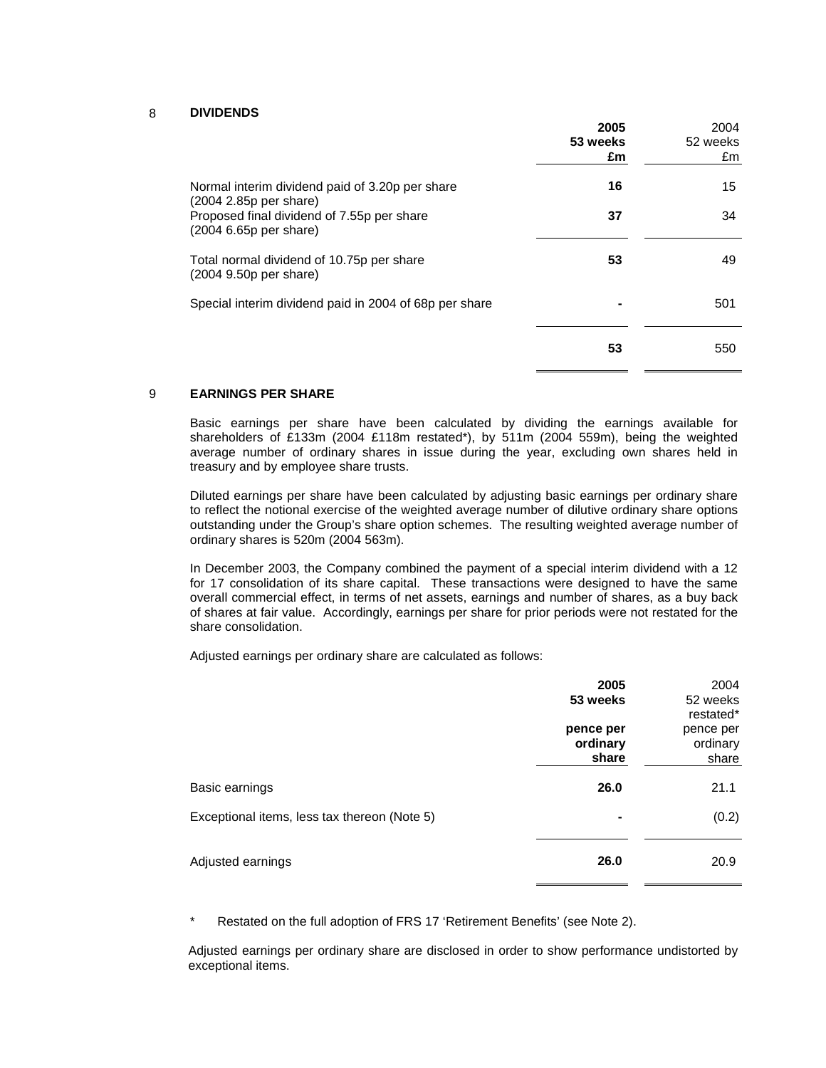## 8 DIVIDENDS

| | **2005** **53 weeks** **£m** | 2004 52 weeks £m |
|---|---|---|
| Normal interim dividend paid of 3.20p per share (2004 2.85p per share) | **16** | 15 |
| Proposed final dividend of 7.55p per share (2004 6.65p per share) | **37** | 34 |
| Total normal dividend of 10.75p per share (2004 9.50p per share) | **53** | 49 |
| Special interim dividend paid in 2004 of 68p per share | **-** | 501 |
| | **53** | 550 |

## 9 EARNINGS PER SHARE

Basic earnings per share have been calculated by dividing the earnings available for shareholders of £133m (2004 £118m restated*), by 511m (2004 559m), being the weighted average number of ordinary shares in issue during the year, excluding own shares held in treasury and by employee share trusts.

Diluted earnings per share have been calculated by adjusting basic earnings per ordinary share to reflect the notional exercise of the weighted average number of dilutive ordinary share options outstanding under the Group's share option schemes. The resulting weighted average number of ordinary shares is 520m (2004 563m).

In December 2003, the Company combined the payment of a special interim dividend with a 12 for 17 consolidation of its share capital. These transactions were designed to have the same overall commercial effect, in terms of net assets, earnings and number of shares, as a buy back of shares at fair value. Accordingly, earnings per share for prior periods were not restated for the share consolidation.

Adjusted earnings per ordinary share are calculated as follows:

| | **2005** **53 weeks** **pence per ordinary share** | 2004 52 weeks restated* pence per ordinary share |
|---|---|---|
| Basic earnings | **26.0** | 21.1 |
| Exceptional items, less tax thereon (Note 5) | **-** | (0.2) |
| Adjusted earnings | **26.0** | 20.9 |

\* Restated on the full adoption of FRS 17 'Retirement Benefits' (see Note 2).

Adjusted earnings per ordinary share are disclosed in order to show performance undistorted by exceptional items.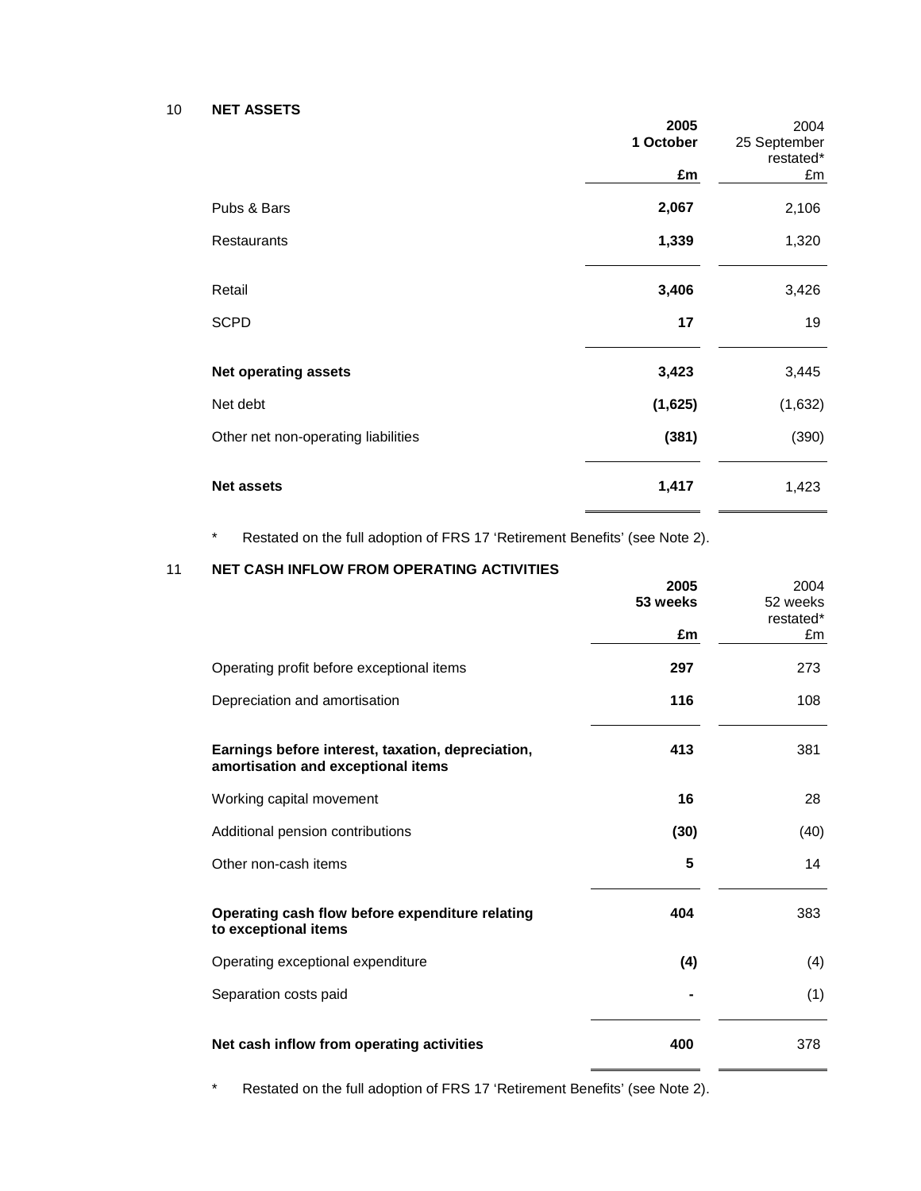## 10 NET ASSETS

| | **2005 1 October £m** | 2004 25 September restated* £m |
|---|---|---|
| Pubs & Bars | **2,067** | 2,106 |
| Restaurants | **1,339** | 1,320 |
| Retail | **3,406** | 3,426 |
| SCPD | **17** | 19 |
| **Net operating assets** | **3,423** | 3,445 |
| Net debt | **(1,625)** | (1,632) |
| Other net non-operating liabilities | **(381)** | (390) |
| **Net assets** | **1,417** | 1,423 |

\* Restated on the full adoption of FRS 17 'Retirement Benefits' (see Note 2).

## 11 NET CASH INFLOW FROM OPERATING ACTIVITIES

| | **2005 53 weeks £m** | 2004 52 weeks restated* £m |
|---|---|---|
| Operating profit before exceptional items | **297** | 273 |
| Depreciation and amortisation | **116** | 108 |
| **Earnings before interest, taxation, depreciation, amortisation and exceptional items** | **413** | 381 |
| Working capital movement | **16** | 28 |
| Additional pension contributions | **(30)** | (40) |
| Other non-cash items | **5** | 14 |
| **Operating cash flow before expenditure relating to exceptional items** | **404** | 383 |
| Operating exceptional expenditure | **(4)** | (4) |
| Separation costs paid | **-** | (1) |
| **Net cash inflow from operating activities** | **400** | 378 |

\* Restated on the full adoption of FRS 17 'Retirement Benefits' (see Note 2).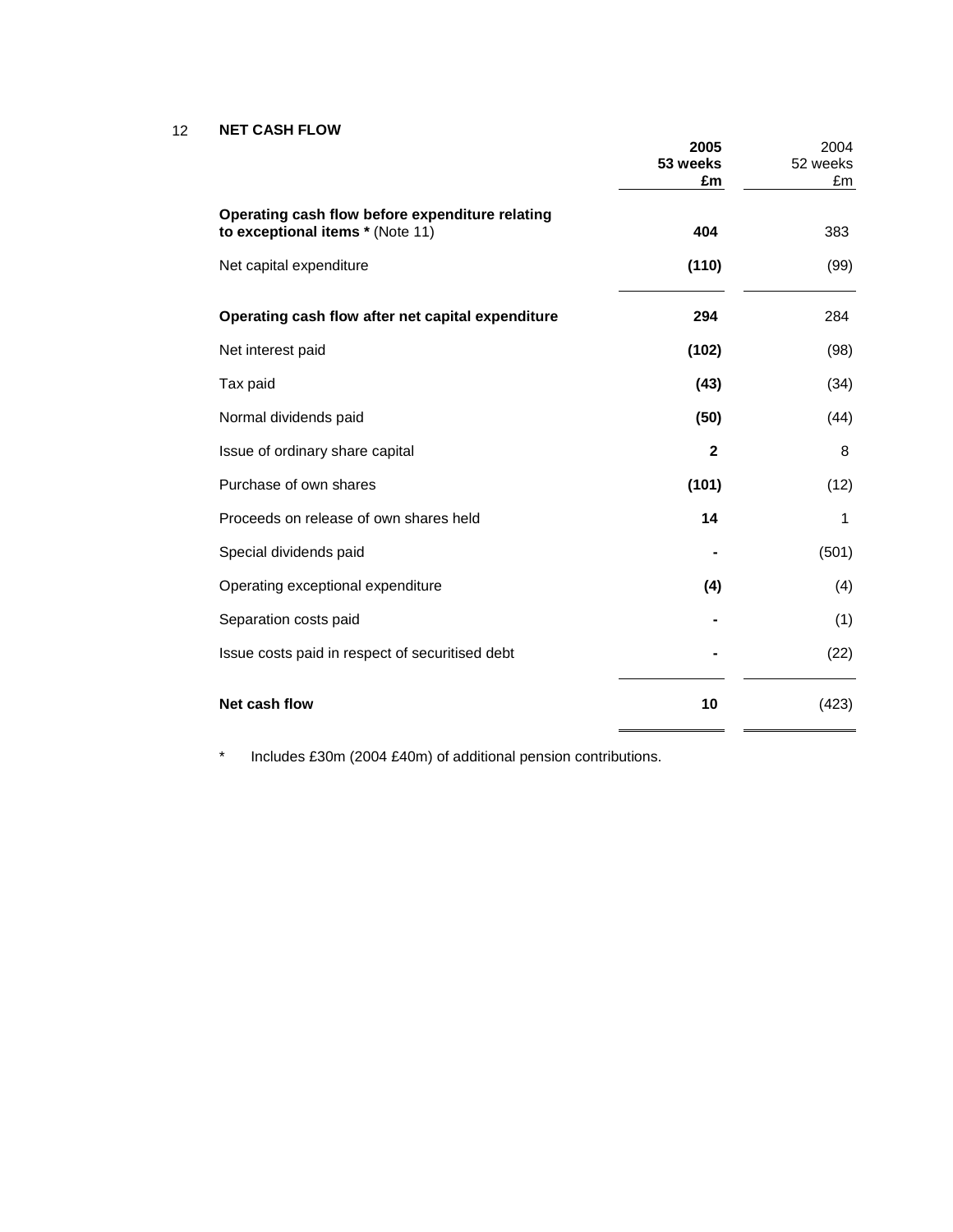## 12 NET CASH FLOW

| | **2005 53 weeks £m** | 2004 52 weeks £m |
|---|---|---|
| **Operating cash flow before expenditure relating to exceptional items *** (Note 11) | **404** | 383 |
| Net capital expenditure | **(110)** | (99) |
| **Operating cash flow after net capital expenditure** | **294** | 284 |
| Net interest paid | **(102)** | (98) |
| Tax paid | **(43)** | (34) |
| Normal dividends paid | **(50)** | (44) |
| Issue of ordinary share capital | **2** | 8 |
| Purchase of own shares | **(101)** | (12) |
| Proceeds on release of own shares held | **14** | 1 |
| Special dividends paid | **-** | (501) |
| Operating exceptional expenditure | **(4)** | (4) |
| Separation costs paid | **-** | (1) |
| Issue costs paid in respect of securitised debt | **-** | (22) |
| **Net cash flow** | **10** | (423) |

\* Includes £30m (2004 £40m) of additional pension contributions.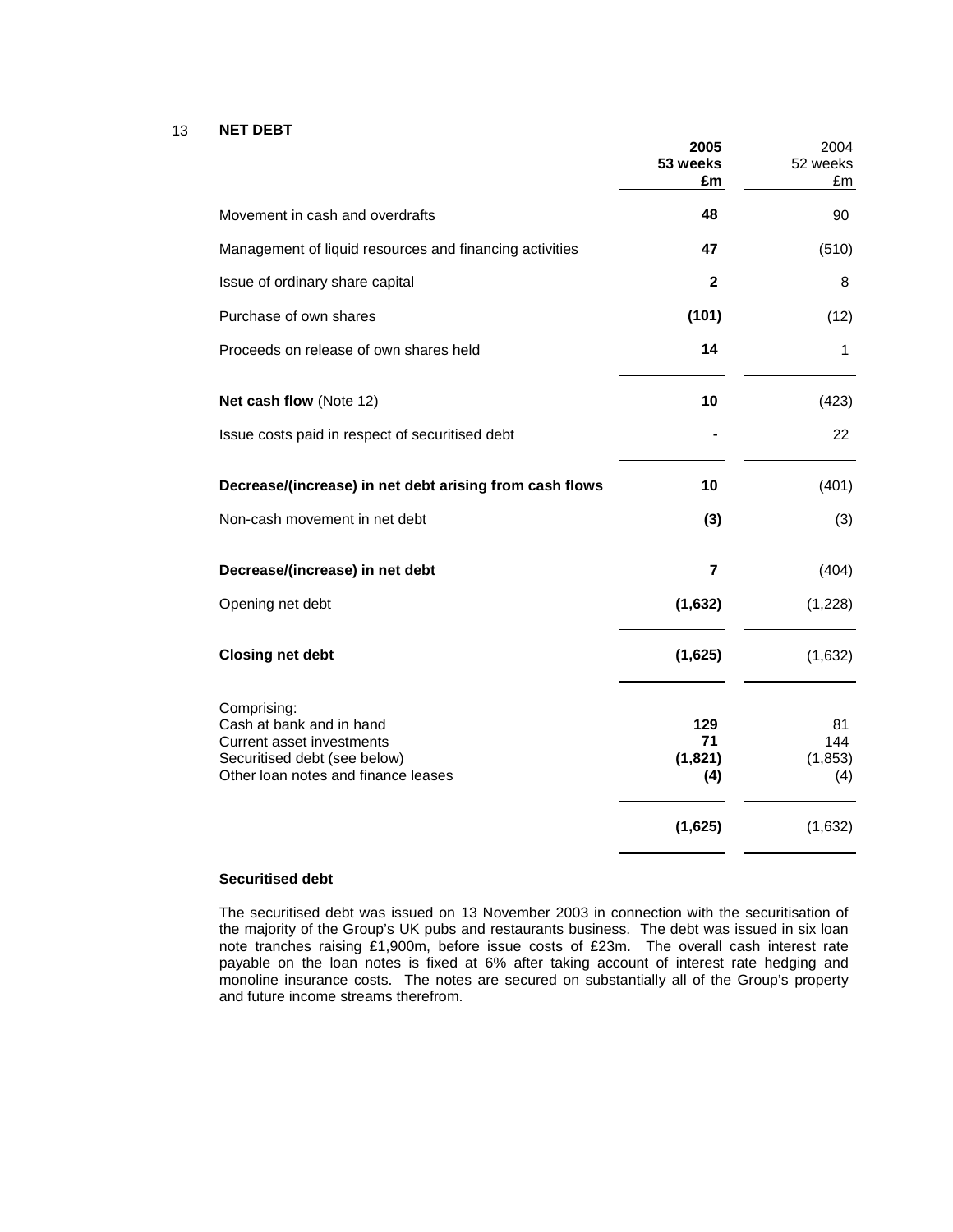## 13 NET DEBT

| | **2005 53 weeks £m** | 2004 52 weeks £m |
|---|---|---|
| Movement in cash and overdrafts | **48** | 90 |
| Management of liquid resources and financing activities | **47** | (510) |
| Issue of ordinary share capital | **2** | 8 |
| Purchase of own shares | **(101)** | (12) |
| Proceeds on release of own shares held | **14** | 1 |
| **Net cash flow** (Note 12) | **10** | (423) |
| Issue costs paid in respect of securitised debt | **-** | 22 |
| **Decrease/(increase) in net debt arising from cash flows** | **10** | (401) |
| Non-cash movement in net debt | **(3)** | (3) |
| **Decrease/(increase) in net debt** | **7** | (404) |
| Opening net debt | **(1,632)** | (1,228) |
| **Closing net debt** | **(1,625)** | (1,632) |
| Comprising: | | |
| Cash at bank and in hand | **129** | 81 |
| Current asset investments | **71** | 144 |
| Securitised debt (see below) | **(1,821)** | (1,853) |
| Other loan notes and finance leases | **(4)** | (4) |
| | **(1,625)** | (1,632) |

### Securitised debt

The securitised debt was issued on 13 November 2003 in connection with the securitisation of the majority of the Group's UK pubs and restaurants business. The debt was issued in six loan note tranches raising £1,900m, before issue costs of £23m. The overall cash interest rate payable on the loan notes is fixed at 6% after taking account of interest rate hedging and monoline insurance costs. The notes are secured on substantially all of the Group's property and future income streams therefrom.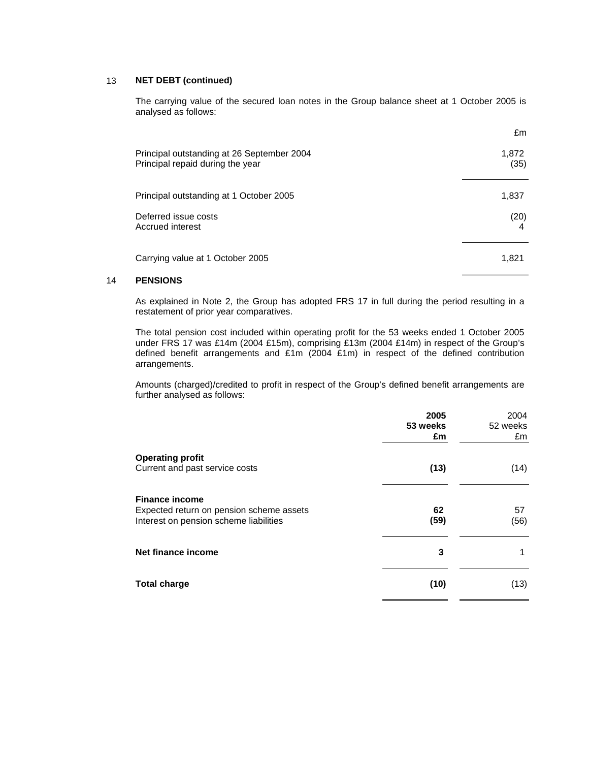## 13 NET DEBT (continued)

The carrying value of the secured loan notes in the Group balance sheet at 1 October 2005 is analysed as follows:

| | £m |
|---|---|
| Principal outstanding at 26 September 2004 | 1,872 |
| Principal repaid during the year | (35) |
| Principal outstanding at 1 October 2005 | 1,837 |
| Deferred issue costs | (20) |
| Accrued interest | 4 |
| Carrying value at 1 October 2005 | 1,821 |

## 14 PENSIONS

As explained in Note 2, the Group has adopted FRS 17 in full during the period resulting in a restatement of prior year comparatives.

The total pension cost included within operating profit for the 53 weeks ended 1 October 2005 under FRS 17 was £14m (2004 £15m), comprising £13m (2004 £14m) in respect of the Group's defined benefit arrangements and £1m (2004 £1m) in respect of the defined contribution arrangements.

Amounts (charged)/credited to profit in respect of the Group's defined benefit arrangements are further analysed as follows:

| | **2005 53 weeks £m** | 2004 52 weeks £m |
|---|---|---|
| **Operating profit** | | |
| Current and past service costs | **(13)** | (14) |
| **Finance income** | | |
| Expected return on pension scheme assets | **62** | 57 |
| Interest on pension scheme liabilities | **(59)** | (56) |
| **Net finance income** | **3** | 1 |
| **Total charge** | **(10)** | (13) |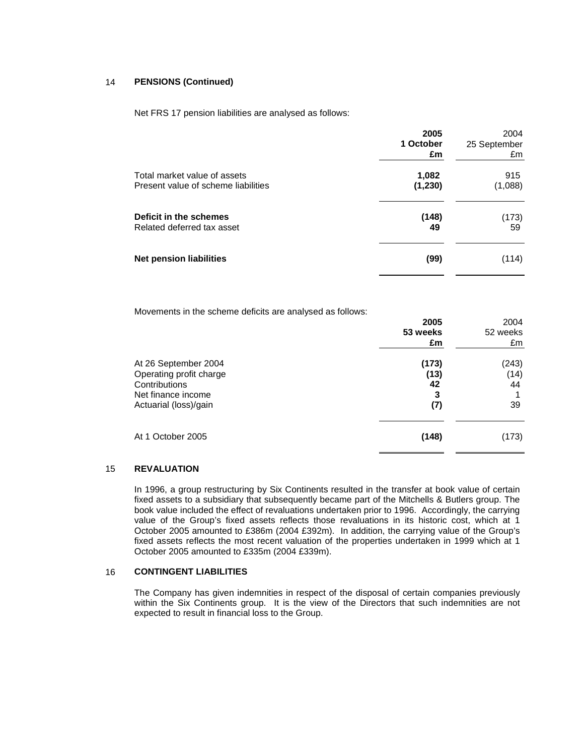## 14 PENSIONS (Continued)

Net FRS 17 pension liabilities are analysed as follows:

| | **2005 1 October £m** | 2004 25 September £m |
|---|---|---|
| Total market value of assets | **1,082** | 915 |
| Present value of scheme liabilities | **(1,230)** | (1,088) |
| **Deficit in the schemes** | **(148)** | (173) |
| Related deferred tax asset | **49** | 59 |
| **Net pension liabilities** | **(99)** | (114) |

Movements in the scheme deficits are analysed as follows:

| | **2005 53 weeks £m** | 2004 52 weeks £m |
|---|---|---|
| At 26 September 2004 | **(173)** | (243) |
| Operating profit charge | **(13)** | (14) |
| Contributions | **42** | 44 |
| Net finance income | **3** | 1 |
| Actuarial (loss)/gain | **(7)** | 39 |
| At 1 October 2005 | **(148)** | (173) |

## 15 REVALUATION

In 1996, a group restructuring by Six Continents resulted in the transfer at book value of certain fixed assets to a subsidiary that subsequently became part of the Mitchells & Butlers group. The book value included the effect of revaluations undertaken prior to 1996. Accordingly, the carrying value of the Group's fixed assets reflects those revaluations in its historic cost, which at 1 October 2005 amounted to £386m (2004 £392m). In addition, the carrying value of the Group's fixed assets reflects the most recent valuation of the properties undertaken in 1999 which at 1 October 2005 amounted to £335m (2004 £339m).

## 16 CONTINGENT LIABILITIES

The Company has given indemnities in respect of the disposal of certain companies previously within the Six Continents group. It is the view of the Directors that such indemnities are not expected to result in financial loss to the Group.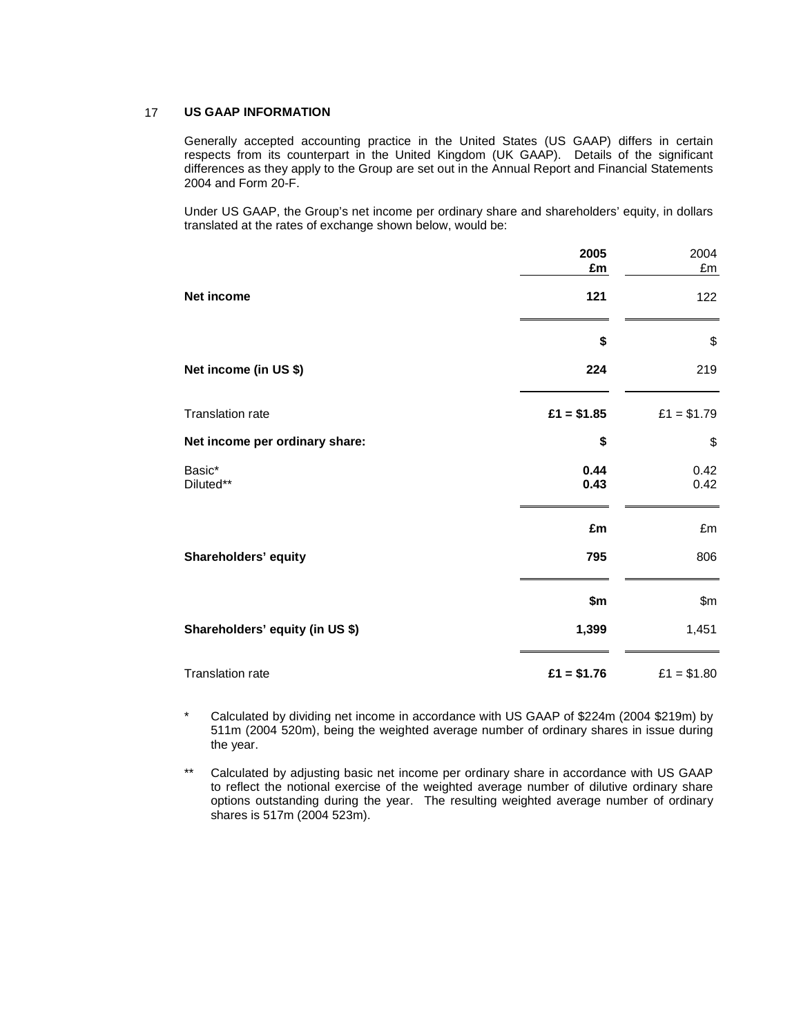## 17 US GAAP INFORMATION

Generally accepted accounting practice in the United States (US GAAP) differs in certain respects from its counterpart in the United Kingdom (UK GAAP). Details of the significant differences as they apply to the Group are set out in the Annual Report and Financial Statements 2004 and Form 20-F.

Under US GAAP, the Group's net income per ordinary share and shareholders' equity, in dollars translated at the rates of exchange shown below, would be:

| | **2005** | 2004 |
|---|---|---|
| | **£m** | £m |
| **Net income** | **121** | 122 |
| | **$** | $ |
| **Net income (in US $)** | **224** | 219 |
| Translation rate | **£1 = $1.85** | £1 = $1.79 |
| **Net income per ordinary share:** | **$** | $ |
| Basic* | **0.44** | 0.42 |
| Diluted** | **0.43** | 0.42 |
| | **£m** | £m |
| **Shareholders' equity** | **795** | 806 |
| | **$m** | $m |
| **Shareholders' equity (in US $)** | **1,399** | 1,451 |
| Translation rate | **£1 = $1.76** | £1 = $1.80 |

\* Calculated by dividing net income in accordance with US GAAP of $224m (2004 $219m) by 511m (2004 520m), being the weighted average number of ordinary shares in issue during the year.

\*\* Calculated by adjusting basic net income per ordinary share in accordance with US GAAP to reflect the notional exercise of the weighted average number of dilutive ordinary share options outstanding during the year. The resulting weighted average number of ordinary shares is 517m (2004 523m).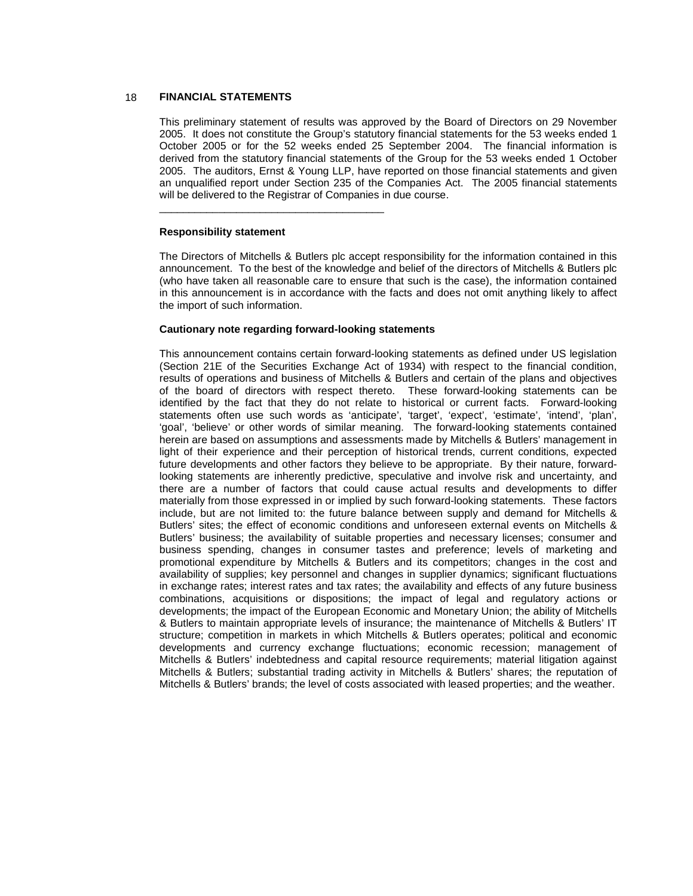## 18 FINANCIAL STATEMENTS

This preliminary statement of results was approved by the Board of Directors on 29 November 2005. It does not constitute the Group's statutory financial statements for the 53 weeks ended 1 October 2005 or for the 52 weeks ended 25 September 2004. The financial information is derived from the statutory financial statements of the Group for the 53 weeks ended 1 October 2005. The auditors, Ernst & Young LLP, have reported on those financial statements and given an unqualified report under Section 235 of the Companies Act. The 2005 financial statements will be delivered to the Registrar of Companies in due course.

---

**Responsibility statement**

The Directors of Mitchells & Butlers plc accept responsibility for the information contained in this announcement. To the best of the knowledge and belief of the directors of Mitchells & Butlers plc (who have taken all reasonable care to ensure that such is the case), the information contained in this announcement is in accordance with the facts and does not omit anything likely to affect the import of such information.

**Cautionary note regarding forward-looking statements**

This announcement contains certain forward-looking statements as defined under US legislation (Section 21E of the Securities Exchange Act of 1934) with respect to the financial condition, results of operations and business of Mitchells & Butlers and certain of the plans and objectives of the board of directors with respect thereto. These forward-looking statements can be identified by the fact that they do not relate to historical or current facts. Forward-looking statements often use such words as 'anticipate', 'target', 'expect', 'estimate', 'intend', 'plan', 'goal', 'believe' or other words of similar meaning. The forward-looking statements contained herein are based on assumptions and assessments made by Mitchells & Butlers' management in light of their experience and their perception of historical trends, current conditions, expected future developments and other factors they believe to be appropriate. By their nature, forward-looking statements are inherently predictive, speculative and involve risk and uncertainty, and there are a number of factors that could cause actual results and developments to differ materially from those expressed in or implied by such forward-looking statements. These factors include, but are not limited to: the future balance between supply and demand for Mitchells & Butlers' sites; the effect of economic conditions and unforeseen external events on Mitchells & Butlers' business; the availability of suitable properties and necessary licenses; consumer and business spending, changes in consumer tastes and preference; levels of marketing and promotional expenditure by Mitchells & Butlers and its competitors; changes in the cost and availability of supplies; key personnel and changes in supplier dynamics; significant fluctuations in exchange rates; interest rates and tax rates; the availability and effects of any future business combinations, acquisitions or dispositions; the impact of legal and regulatory actions or developments; the impact of the European Economic and Monetary Union; the ability of Mitchells & Butlers to maintain appropriate levels of insurance; the maintenance of Mitchells & Butlers' IT structure; competition in markets in which Mitchells & Butlers operates; political and economic developments and currency exchange fluctuations; economic recession; management of Mitchells & Butlers' indebtedness and capital resource requirements; material litigation against Mitchells & Butlers; substantial trading activity in Mitchells & Butlers' shares; the reputation of Mitchells & Butlers' brands; the level of costs associated with leased properties; and the weather.